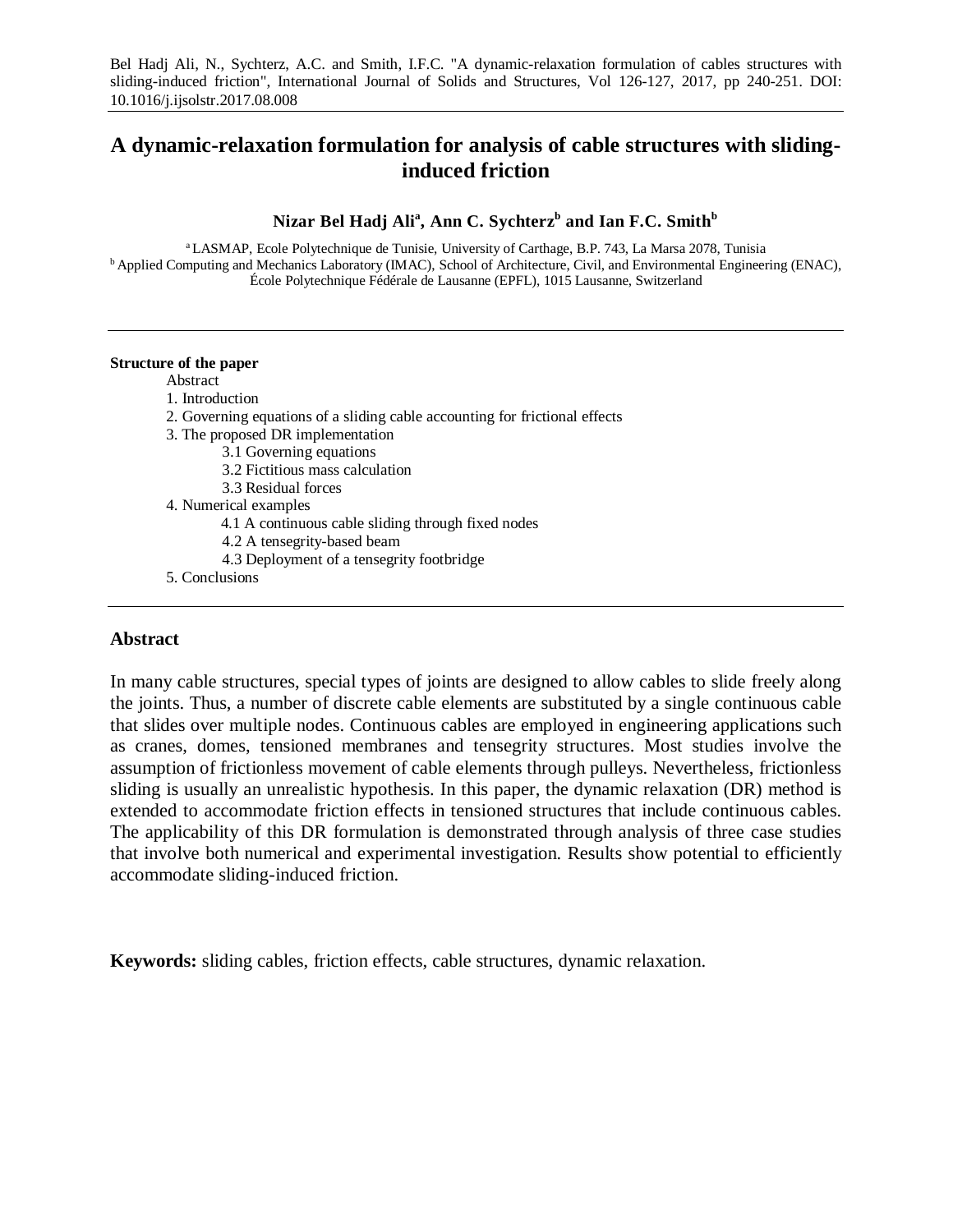Bel Hadj Ali, N., Sychterz, A.C. and Smith, I.F.C. "A dynamic-relaxation formulation of cables structures with sliding-induced friction", International Journal of Solids and Structures, Vol 126-127, 2017, pp 240-251. DOI: 10.1016/j.ijsolstr.2017.08.008

# A dynamic-relaxation formulation for analysis of cable structures with sliding-induced friction

**Nizar Bel Hadj Ali[a], Ann C. Sychterz[b] and Ian F.C. Smith[b]**

[a] LASMAP, Ecole Polytechnique de Tunisie, University of Carthage, B.P. 743, La Marsa 2078, Tunisia
[b] Applied Computing and Mechanics Laboratory (IMAC), School of Architecture, Civil, and Environmental Engineering (ENAC), École Polytechnique Fédérale de Lausanne (EPFL), 1015 Lausanne, Switzerland

---

**Structure of the paper**

- Abstract
- 1. Introduction
- 2. Governing equations of a sliding cable accounting for frictional effects
- 3. The proposed DR implementation
  - 3.1 Governing equations
  - 3.2 Fictitious mass calculation
  - 3.3 Residual forces
- 4. Numerical examples
  - 4.1 A continuous cable sliding through fixed nodes
  - 4.2 A tensegrity-based beam
  - 4.3 Deployment of a tensegrity footbridge
- 5. Conclusions

---

## Abstract

In many cable structures, special types of joints are designed to allow cables to slide freely along the joints. Thus, a number of discrete cable elements are substituted by a single continuous cable that slides over multiple nodes. Continuous cables are employed in engineering applications such as cranes, domes, tensioned membranes and tensegrity structures. Most studies involve the assumption of frictionless movement of cable elements through pulleys. Nevertheless, frictionless sliding is usually an unrealistic hypothesis. In this paper, the dynamic relaxation (DR) method is extended to accommodate friction effects in tensioned structures that include continuous cables. The applicability of this DR formulation is demonstrated through analysis of three case studies that involve both numerical and experimental investigation. Results show potential to efficiently accommodate sliding-induced friction.

**Keywords:** sliding cables, friction effects, cable structures, dynamic relaxation.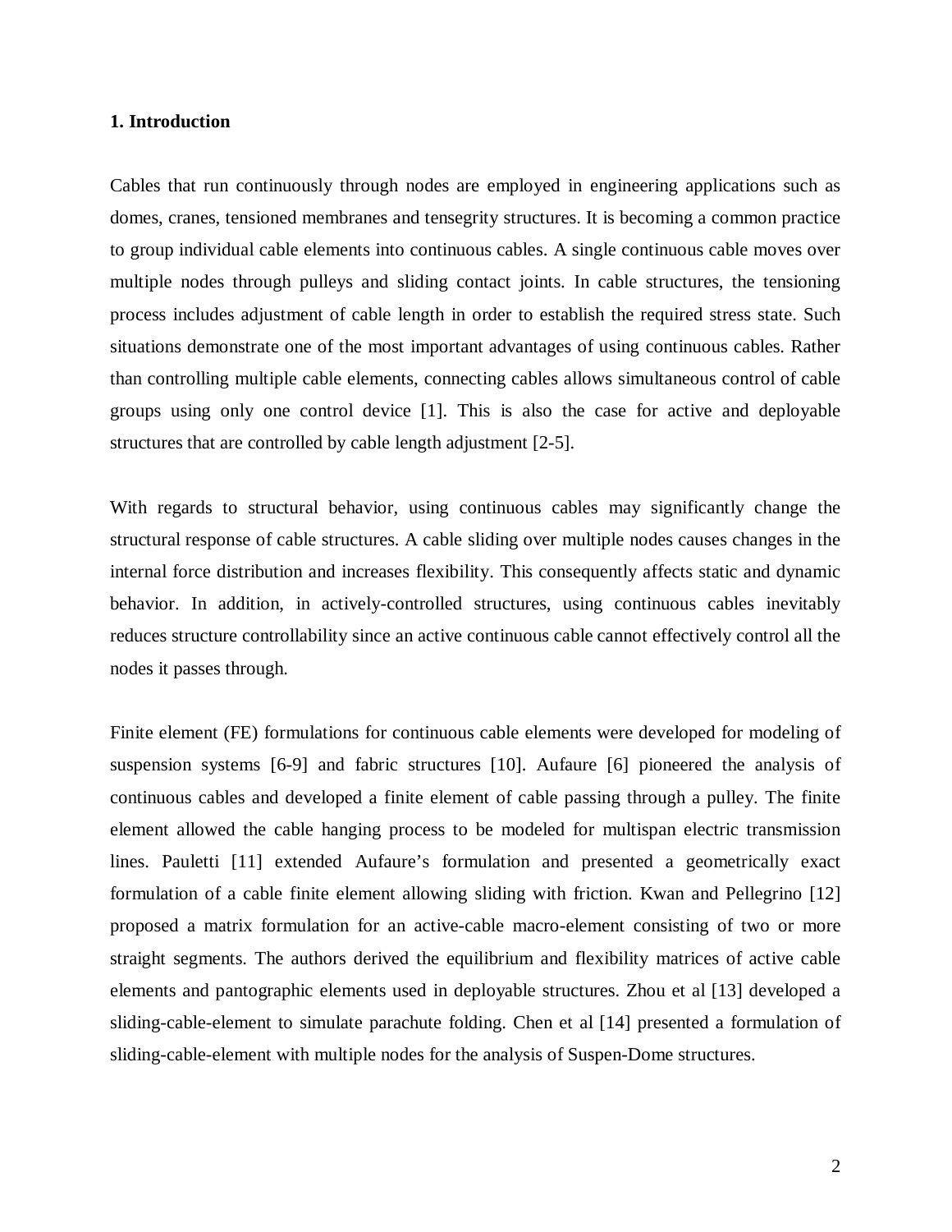## 1. Introduction

Cables that run continuously through nodes are employed in engineering applications such as domes, cranes, tensioned membranes and tensegrity structures. It is becoming a common practice to group individual cable elements into continuous cables. A single continuous cable moves over multiple nodes through pulleys and sliding contact joints. In cable structures, the tensioning process includes adjustment of cable length in order to establish the required stress state. Such situations demonstrate one of the most important advantages of using continuous cables. Rather than controlling multiple cable elements, connecting cables allows simultaneous control of cable groups using only one control device [1]. This is also the case for active and deployable structures that are controlled by cable length adjustment [2-5].

With regards to structural behavior, using continuous cables may significantly change the structural response of cable structures. A cable sliding over multiple nodes causes changes in the internal force distribution and increases flexibility. This consequently affects static and dynamic behavior. In addition, in actively-controlled structures, using continuous cables inevitably reduces structure controllability since an active continuous cable cannot effectively control all the nodes it passes through.

Finite element (FE) formulations for continuous cable elements were developed for modeling of suspension systems [6-9] and fabric structures [10]. Aufaure [6] pioneered the analysis of continuous cables and developed a finite element of cable passing through a pulley. The finite element allowed the cable hanging process to be modeled for multispan electric transmission lines. Pauletti [11] extended Aufaure's formulation and presented a geometrically exact formulation of a cable finite element allowing sliding with friction. Kwan and Pellegrino [12] proposed a matrix formulation for an active-cable macro-element consisting of two or more straight segments. The authors derived the equilibrium and flexibility matrices of active cable elements and pantographic elements used in deployable structures. Zhou et al [13] developed a sliding-cable-element to simulate parachute folding. Chen et al [14] presented a formulation of sliding-cable-element with multiple nodes for the analysis of Suspen-Dome structures.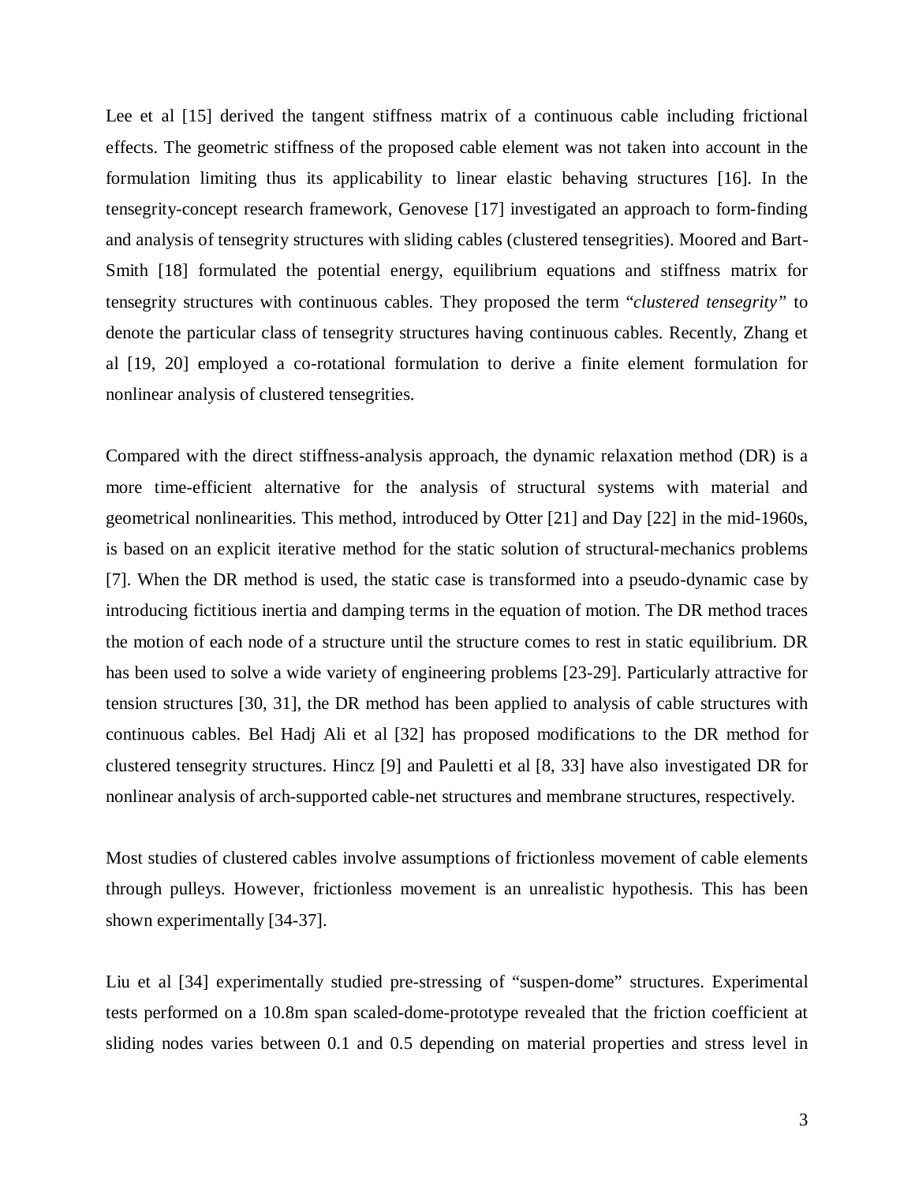Lee et al [15] derived the tangent stiffness matrix of a continuous cable including frictional effects. The geometric stiffness of the proposed cable element was not taken into account in the formulation limiting thus its applicability to linear elastic behaving structures [16]. In the tensegrity-concept research framework, Genovese [17] investigated an approach to form-finding and analysis of tensegrity structures with sliding cables (clustered tensegrities). Moored and Bart-Smith [18] formulated the potential energy, equilibrium equations and stiffness matrix for tensegrity structures with continuous cables. They proposed the term "*clustered tensegrity"* to denote the particular class of tensegrity structures having continuous cables. Recently, Zhang et al [19, 20] employed a co-rotational formulation to derive a finite element formulation for nonlinear analysis of clustered tensegrities.

Compared with the direct stiffness-analysis approach, the dynamic relaxation method (DR) is a more time-efficient alternative for the analysis of structural systems with material and geometrical nonlinearities. This method, introduced by Otter [21] and Day [22] in the mid-1960s, is based on an explicit iterative method for the static solution of structural-mechanics problems [7]. When the DR method is used, the static case is transformed into a pseudo-dynamic case by introducing fictitious inertia and damping terms in the equation of motion. The DR method traces the motion of each node of a structure until the structure comes to rest in static equilibrium. DR has been used to solve a wide variety of engineering problems [23-29]. Particularly attractive for tension structures [30, 31], the DR method has been applied to analysis of cable structures with continuous cables. Bel Hadj Ali et al [32] has proposed modifications to the DR method for clustered tensegrity structures. Hincz [9] and Pauletti et al [8, 33] have also investigated DR for nonlinear analysis of arch-supported cable-net structures and membrane structures, respectively.

Most studies of clustered cables involve assumptions of frictionless movement of cable elements through pulleys. However, frictionless movement is an unrealistic hypothesis. This has been shown experimentally [34-37].

Liu et al [34] experimentally studied pre-stressing of "suspen-dome" structures. Experimental tests performed on a 10.8m span scaled-dome-prototype revealed that the friction coefficient at sliding nodes varies between 0.1 and 0.5 depending on material properties and stress level in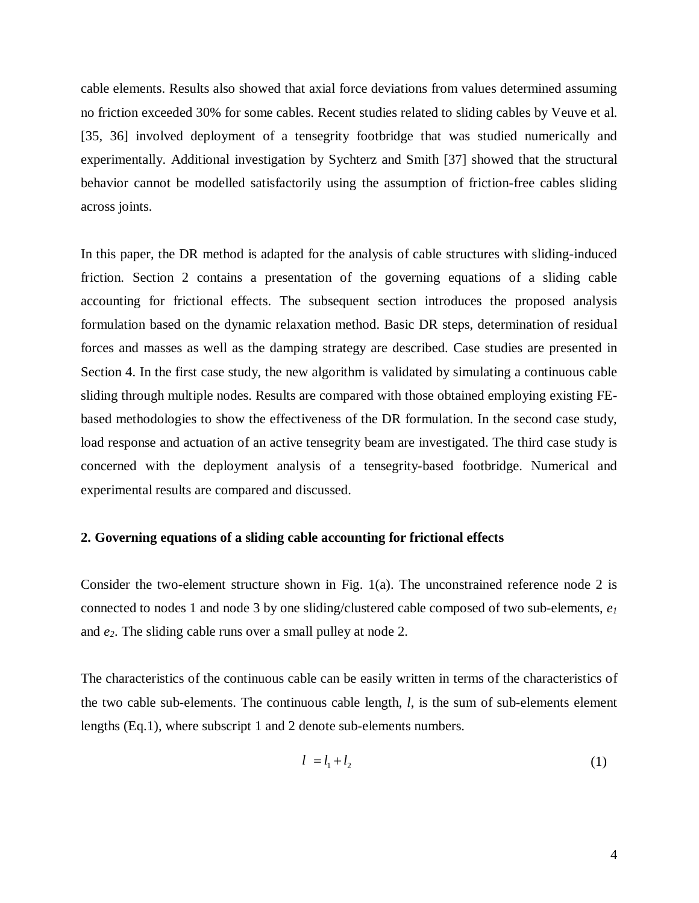cable elements. Results also showed that axial force deviations from values determined assuming no friction exceeded 30% for some cables. Recent studies related to sliding cables by Veuve et al. [35, 36] involved deployment of a tensegrity footbridge that was studied numerically and experimentally. Additional investigation by Sychterz and Smith [37] showed that the structural behavior cannot be modelled satisfactorily using the assumption of friction-free cables sliding across joints.

In this paper, the DR method is adapted for the analysis of cable structures with sliding-induced friction. Section 2 contains a presentation of the governing equations of a sliding cable accounting for frictional effects. The subsequent section introduces the proposed analysis formulation based on the dynamic relaxation method. Basic DR steps, determination of residual forces and masses as well as the damping strategy are described. Case studies are presented in Section 4. In the first case study, the new algorithm is validated by simulating a continuous cable sliding through multiple nodes. Results are compared with those obtained employing existing FE-based methodologies to show the effectiveness of the DR formulation. In the second case study, load response and actuation of an active tensegrity beam are investigated. The third case study is concerned with the deployment analysis of a tensegrity-based footbridge. Numerical and experimental results are compared and discussed.

## 2. Governing equations of a sliding cable accounting for frictional effects

Consider the two-element structure shown in Fig. 1(a). The unconstrained reference node 2 is connected to nodes 1 and node 3 by one sliding/clustered cable composed of two sub-elements, $e_1$ and $e_2$. The sliding cable runs over a small pulley at node 2.

The characteristics of the continuous cable can be easily written in terms of the characteristics of the two cable sub-elements. The continuous cable length, $l$, is the sum of sub-elements element lengths (Eq.1), where subscript 1 and 2 denote sub-elements numbers.

$$l = l_1 + l_2 \tag{1}$$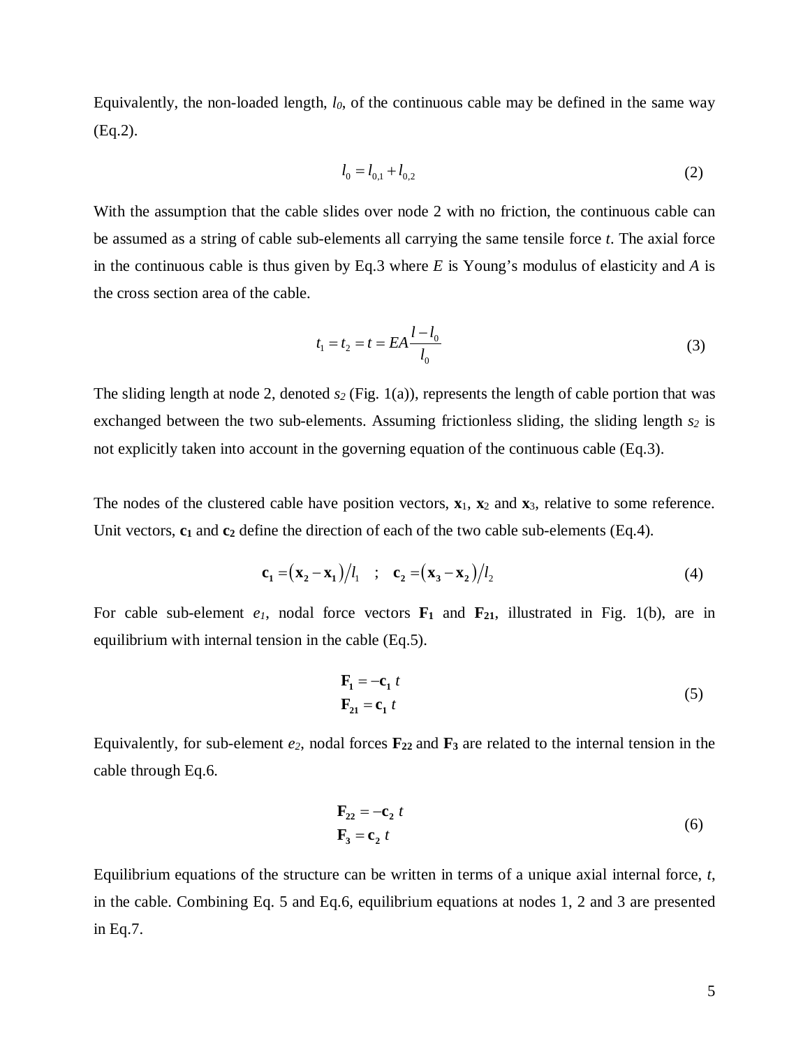Equivalently, the non-loaded length, $l_0$, of the continuous cable may be defined in the same way (Eq.2).

$$l_0 = l_{0,1} + l_{0,2} \tag{2}$$

With the assumption that the cable slides over node 2 with no friction, the continuous cable can be assumed as a string of cable sub-elements all carrying the same tensile force $t$. The axial force in the continuous cable is thus given by Eq.3 where $E$ is Young's modulus of elasticity and $A$ is the cross section area of the cable.

$$t_1 = t_2 = t = EA\frac{l - l_0}{l_0} \tag{3}$$

The sliding length at node 2, denoted $s_2$ (Fig. 1(a)), represents the length of cable portion that was exchanged between the two sub-elements. Assuming frictionless sliding, the sliding length $s_2$ is not explicitly taken into account in the governing equation of the continuous cable (Eq.3).

The nodes of the clustered cable have position vectors, $\mathbf{x}_1$, $\mathbf{x}_2$ and $\mathbf{x}_3$, relative to some reference. Unit vectors, $\mathbf{c}_1$ and $\mathbf{c}_2$ define the direction of each of the two cable sub-elements (Eq.4).

$$\mathbf{c}_1 = (\mathbf{x}_2 - \mathbf{x}_1)/l_1 \quad ; \quad \mathbf{c}_2 = (\mathbf{x}_3 - \mathbf{x}_2)/l_2 \tag{4}$$

For cable sub-element $e_1$, nodal force vectors $\mathbf{F}_1$ and $\mathbf{F}_{21}$, illustrated in Fig. 1(b), are in equilibrium with internal tension in the cable (Eq.5).

$$\begin{aligned} \mathbf{F}_1 &= -\mathbf{c}_1\, t \\ \mathbf{F}_{21} &= \mathbf{c}_1\, t \end{aligned} \tag{5}$$

Equivalently, for sub-element $e_2$, nodal forces $\mathbf{F}_{22}$ and $\mathbf{F}_3$ are related to the internal tension in the cable through Eq.6.

$$\begin{aligned} \mathbf{F}_{22} &= -\mathbf{c}_2\, t \\ \mathbf{F}_3 &= \mathbf{c}_2\, t \end{aligned} \tag{6}$$

Equilibrium equations of the structure can be written in terms of a unique axial internal force, $t$, in the cable. Combining Eq. 5 and Eq.6, equilibrium equations at nodes 1, 2 and 3 are presented in Eq.7.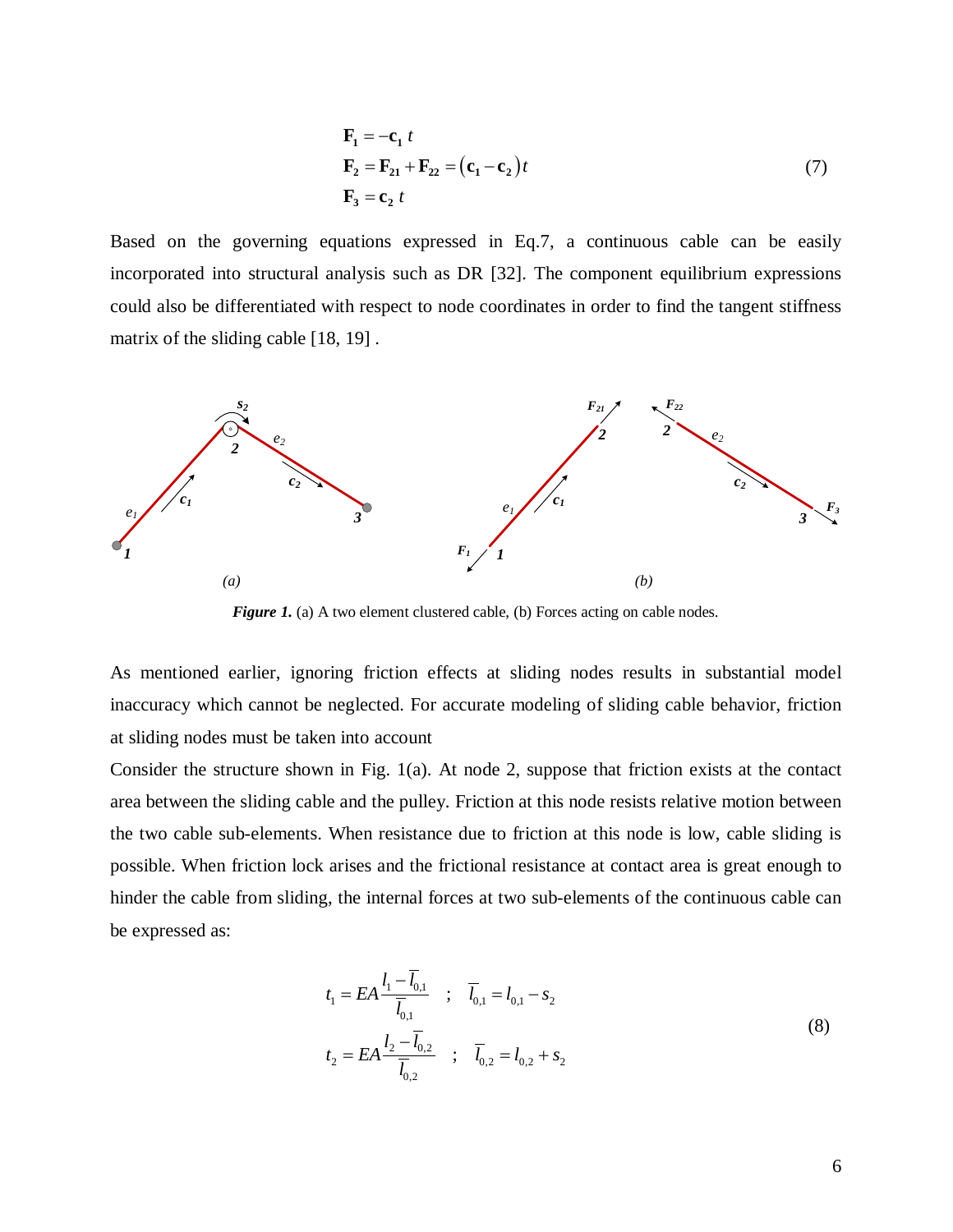$$
\begin{aligned}
\mathbf{F_1} &= -\mathbf{c_1}\, t \\
\mathbf{F_2} &= \mathbf{F_{21}} + \mathbf{F_{22}} = \left(\mathbf{c_1} - \mathbf{c_2}\right) t \\
\mathbf{F_3} &= \mathbf{c_2}\, t
\end{aligned}
\tag{7}
$$

Based on the governing equations expressed in Eq.7, a continuous cable can be easily incorporated into structural analysis such as DR [32]. The component equilibrium expressions could also be differentiated with respect to node coordinates in order to find the tangent stiffness matrix of the sliding cable [18, 19] .

***Figure 1.*** (a) A two element clustered cable, (b) Forces acting on cable nodes.

As mentioned earlier, ignoring friction effects at sliding nodes results in substantial model inaccuracy which cannot be neglected. For accurate modeling of sliding cable behavior, friction at sliding nodes must be taken into account

Consider the structure shown in Fig. 1(a). At node 2, suppose that friction exists at the contact area between the sliding cable and the pulley. Friction at this node resists relative motion between the two cable sub-elements. When resistance due to friction at this node is low, cable sliding is possible. When friction lock arises and the frictional resistance at contact area is great enough to hinder the cable from sliding, the internal forces at two sub-elements of the continuous cable can be expressed as:

$$
\begin{aligned}
t_1 &= EA\frac{l_1 - \bar{l}_{0,1}}{\bar{l}_{0,1}} \quad ; \quad \bar{l}_{0,1} = l_{0,1} - s_2 \\
t_2 &= EA\frac{l_2 - \bar{l}_{0,2}}{\bar{l}_{0,2}} \quad ; \quad \bar{l}_{0,2} = l_{0,2} + s_2
\end{aligned}
\tag{8}
$$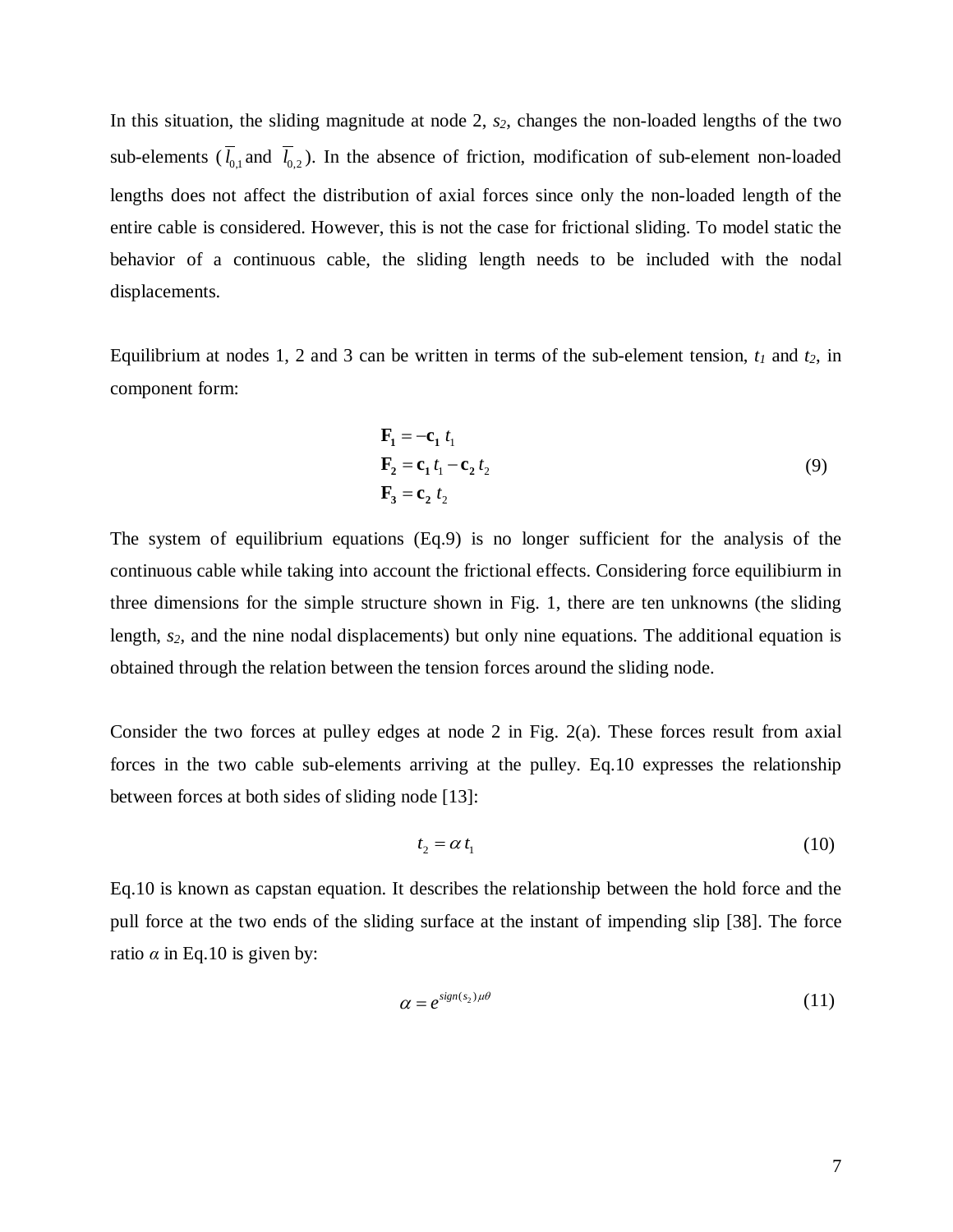In this situation, the sliding magnitude at node 2, $s_2$, changes the non-loaded lengths of the two sub-elements ($\overline{l}_{0,1}$ and $\overline{l}_{0,2}$). In the absence of friction, modification of sub-element non-loaded lengths does not affect the distribution of axial forces since only the non-loaded length of the entire cable is considered. However, this is not the case for frictional sliding. To model static the behavior of a continuous cable, the sliding length needs to be included with the nodal displacements.

Equilibrium at nodes 1, 2 and 3 can be written in terms of the sub-element tension, $t_1$ and $t_2$, in component form:

$$
\begin{aligned}
\mathbf{F_1} &= -\mathbf{c_1}\, t_1 \\
\mathbf{F_2} &= \mathbf{c_1}\, t_1 - \mathbf{c_2}\, t_2 \\
\mathbf{F_3} &= \mathbf{c_2}\, t_2
\end{aligned}
\tag{9}
$$

The system of equilibrium equations (Eq.9) is no longer sufficient for the analysis of the continuous cable while taking into account the frictional effects. Considering force equilibiurm in three dimensions for the simple structure shown in Fig. 1, there are ten unknowns (the sliding length, $s_2$, and the nine nodal displacements) but only nine equations. The additional equation is obtained through the relation between the tension forces around the sliding node.

Consider the two forces at pulley edges at node 2 in Fig. 2(a). These forces result from axial forces in the two cable sub-elements arriving at the pulley. Eq.10 expresses the relationship between forces at both sides of sliding node [13]:

$$
t_2 = \alpha\, t_1 \tag{10}
$$

Eq.10 is known as capstan equation. It describes the relationship between the hold force and the pull force at the two ends of the sliding surface at the instant of impending slip [38]. The force ratio $\alpha$ in Eq.10 is given by:

$$
\alpha = e^{sign(s_2)\mu\theta} \tag{11}
$$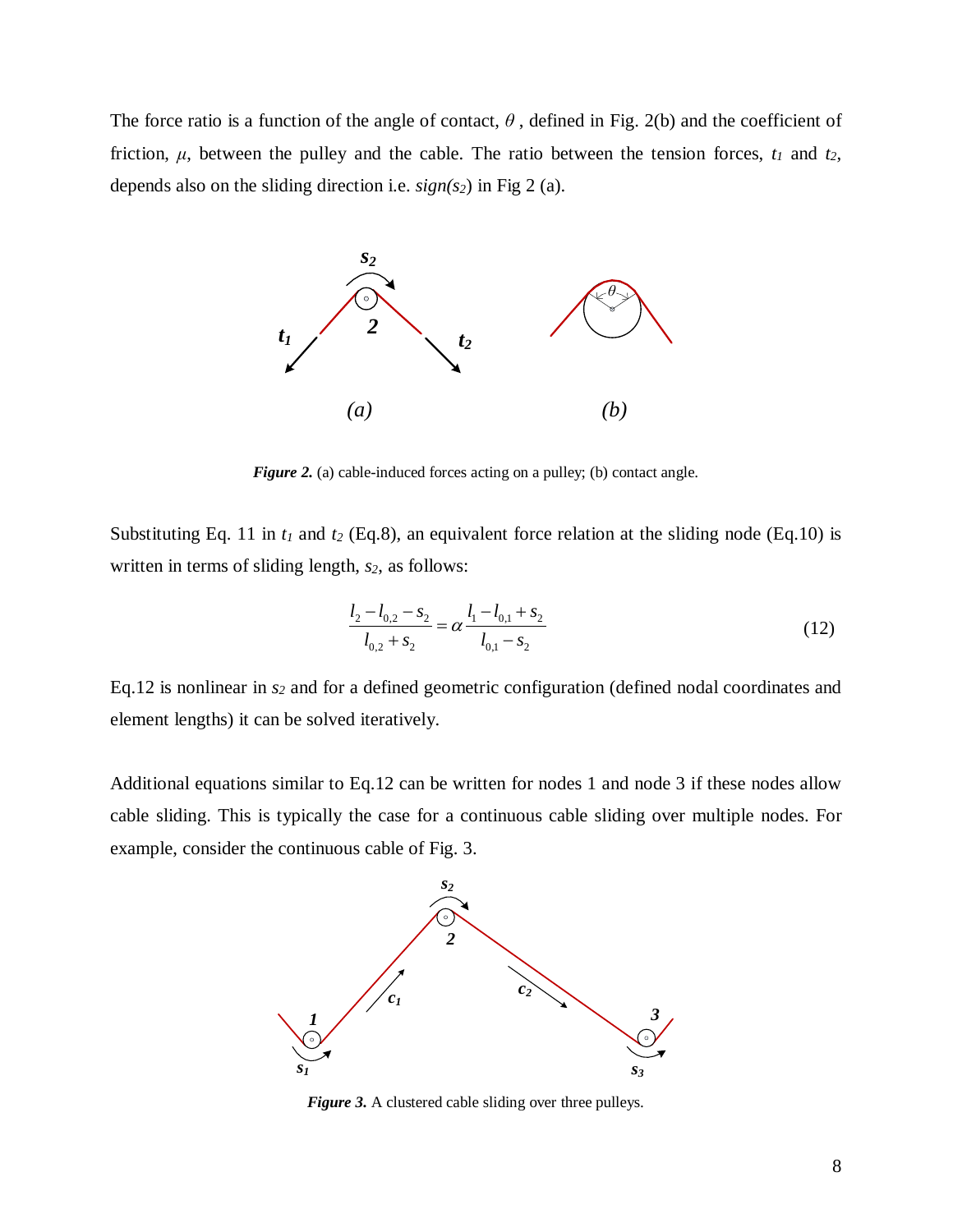The force ratio is a function of the angle of contact, $\theta$ , defined in Fig. 2(b) and the coefficient of friction, $\mu$, between the pulley and the cable. The ratio between the tension forces, $t_1$ and $t_2$, depends also on the sliding direction i.e. $sign(s_2)$ in Fig 2 (a).

***Figure 2.*** (a) cable-induced forces acting on a pulley; (b) contact angle.

Substituting Eq. 11 in $t_1$ and $t_2$ (Eq.8), an equivalent force relation at the sliding node (Eq.10) is written in terms of sliding length, $s_2$, as follows:

$$\frac{l_2 - l_{0,2} - s_2}{l_{0,2} + s_2} = \alpha \frac{l_1 - l_{0,1} + s_2}{l_{0,1} - s_2} \tag{12}$$

Eq.12 is nonlinear in $s_2$ and for a defined geometric configuration (defined nodal coordinates and element lengths) it can be solved iteratively.

Additional equations similar to Eq.12 can be written for nodes 1 and node 3 if these nodes allow cable sliding. This is typically the case for a continuous cable sliding over multiple nodes. For example, consider the continuous cable of Fig. 3.

***Figure 3.*** A clustered cable sliding over three pulleys.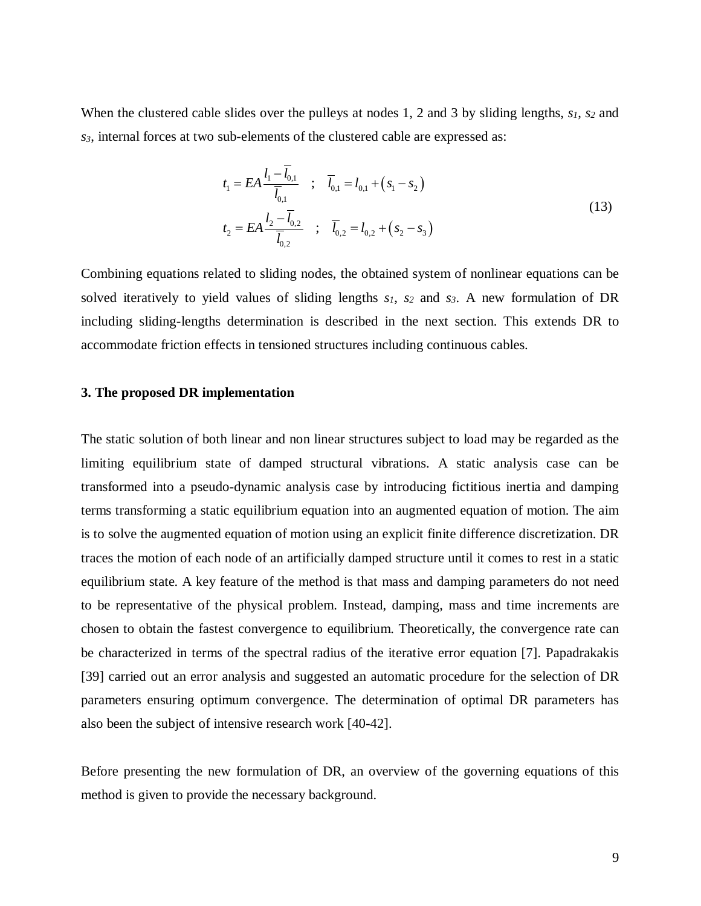When the clustered cable slides over the pulleys at nodes 1, 2 and 3 by sliding lengths, $s_1$, $s_2$ and $s_3$, internal forces at two sub-elements of the clustered cable are expressed as:

$$
\begin{aligned}
t_1 &= EA\frac{l_1 - \overline{l}_{0,1}}{\overline{l}_{0,1}} \quad ; \quad \overline{l}_{0,1} = l_{0,1} + \left(s_1 - s_2\right) \\
t_2 &= EA\frac{l_2 - \overline{l}_{0,2}}{\overline{l}_{0,2}} \quad ; \quad \overline{l}_{0,2} = l_{0,2} + \left(s_2 - s_3\right)
\end{aligned}
\tag{13}
$$

Combining equations related to sliding nodes, the obtained system of nonlinear equations can be solved iteratively to yield values of sliding lengths $s_1$, $s_2$ and $s_3$. A new formulation of DR including sliding-lengths determination is described in the next section. This extends DR to accommodate friction effects in tensioned structures including continuous cables.

## 3. The proposed DR implementation

The static solution of both linear and non linear structures subject to load may be regarded as the limiting equilibrium state of damped structural vibrations. A static analysis case can be transformed into a pseudo-dynamic analysis case by introducing fictitious inertia and damping terms transforming a static equilibrium equation into an augmented equation of motion. The aim is to solve the augmented equation of motion using an explicit finite difference discretization. DR traces the motion of each node of an artificially damped structure until it comes to rest in a static equilibrium state. A key feature of the method is that mass and damping parameters do not need to be representative of the physical problem. Instead, damping, mass and time increments are chosen to obtain the fastest convergence to equilibrium. Theoretically, the convergence rate can be characterized in terms of the spectral radius of the iterative error equation [7]. Papadrakakis [39] carried out an error analysis and suggested an automatic procedure for the selection of DR parameters ensuring optimum convergence. The determination of optimal DR parameters has also been the subject of intensive research work [40-42].

Before presenting the new formulation of DR, an overview of the governing equations of this method is given to provide the necessary background.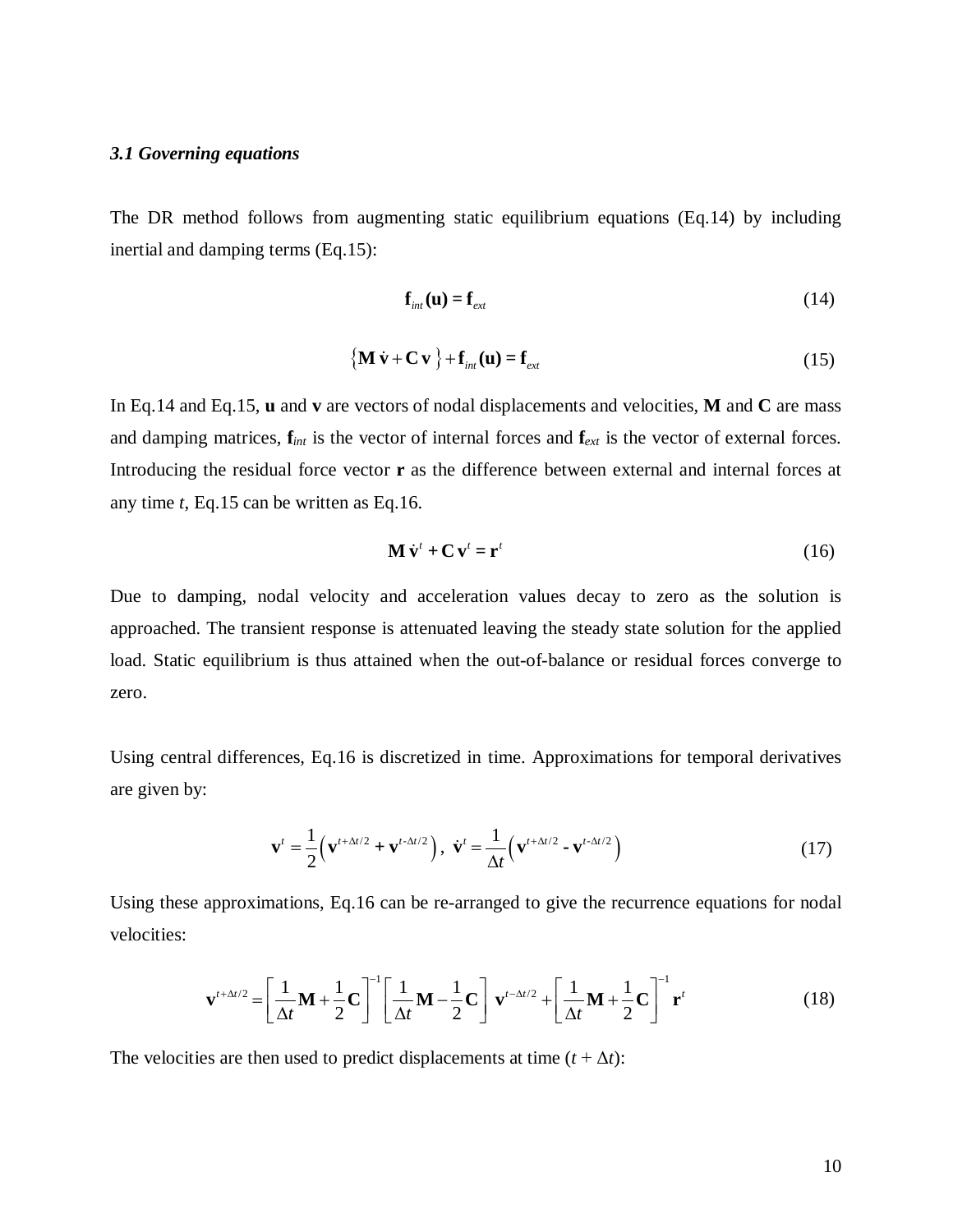### *3.1 Governing equations*

The DR method follows from augmenting static equilibrium equations (Eq.14) by including inertial and damping terms (Eq.15):

$$\mathbf{f}_{int}(\mathbf{u}) = \mathbf{f}_{ext} \tag{14}$$

$$\left\{\mathbf{M}\,\dot{\mathbf{v}} + \mathbf{C}\,\mathbf{v}\right\} + \mathbf{f}_{int}(\mathbf{u}) = \mathbf{f}_{ext} \tag{15}$$

In Eq.14 and Eq.15, $\mathbf{u}$ and $\mathbf{v}$ are vectors of nodal displacements and velocities, $\mathbf{M}$ and $\mathbf{C}$ are mass and damping matrices, $\mathbf{f}_{int}$ is the vector of internal forces and $\mathbf{f}_{ext}$ is the vector of external forces. Introducing the residual force vector $\mathbf{r}$ as the difference between external and internal forces at any time $t$, Eq.15 can be written as Eq.16.

$$\mathbf{M}\,\dot{\mathbf{v}}^t + \mathbf{C}\,\mathbf{v}^t = \mathbf{r}^t \tag{16}$$

Due to damping, nodal velocity and acceleration values decay to zero as the solution is approached. The transient response is attenuated leaving the steady state solution for the applied load. Static equilibrium is thus attained when the out-of-balance or residual forces converge to zero.

Using central differences, Eq.16 is discretized in time. Approximations for temporal derivatives are given by:

$$\mathbf{v}^t = \frac{1}{2}\left(\mathbf{v}^{t+\Delta t/2} + \mathbf{v}^{t-\Delta t/2}\right),\ \dot{\mathbf{v}}^t = \frac{1}{\Delta t}\left(\mathbf{v}^{t+\Delta t/2} - \mathbf{v}^{t-\Delta t/2}\right) \tag{17}$$

Using these approximations, Eq.16 can be re-arranged to give the recurrence equations for nodal velocities:

$$\mathbf{v}^{t+\Delta t/2} = \left[\frac{1}{\Delta t}\mathbf{M} + \frac{1}{2}\mathbf{C}\right]^{-1}\left[\frac{1}{\Delta t}\mathbf{M} - \frac{1}{2}\mathbf{C}\right]\mathbf{v}^{t-\Delta t/2} + \left[\frac{1}{\Delta t}\mathbf{M} + \frac{1}{2}\mathbf{C}\right]^{-1}\mathbf{r}^t \tag{18}$$

The velocities are then used to predict displacements at time ($t + \Delta t$):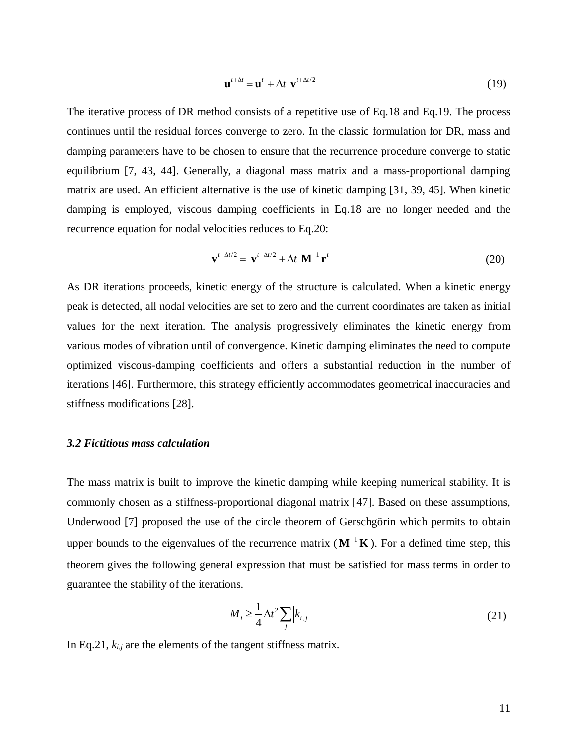$$\mathbf{u}^{t+\Delta t} = \mathbf{u}^{t} + \Delta t\ \mathbf{v}^{t+\Delta t/2} \tag{19}$$

The iterative process of DR method consists of a repetitive use of Eq.18 and Eq.19. The process continues until the residual forces converge to zero. In the classic formulation for DR, mass and damping parameters have to be chosen to ensure that the recurrence procedure converge to static equilibrium [7, 43, 44]. Generally, a diagonal mass matrix and a mass-proportional damping matrix are used. An efficient alternative is the use of kinetic damping [31, 39, 45]. When kinetic damping is employed, viscous damping coefficients in Eq.18 are no longer needed and the recurrence equation for nodal velocities reduces to Eq.20:

$$\mathbf{v}^{t+\Delta t/2} = \mathbf{v}^{t-\Delta t/2} + \Delta t\ \mathbf{M}^{-1}\,\mathbf{r}^{t} \tag{20}$$

As DR iterations proceeds, kinetic energy of the structure is calculated. When a kinetic energy peak is detected, all nodal velocities are set to zero and the current coordinates are taken as initial values for the next iteration. The analysis progressively eliminates the kinetic energy from various modes of vibration until of convergence. Kinetic damping eliminates the need to compute optimized viscous-damping coefficients and offers a substantial reduction in the number of iterations [46]. Furthermore, this strategy efficiently accommodates geometrical inaccuracies and stiffness modifications [28].

### *3.2 Fictitious mass calculation*

The mass matrix is built to improve the kinetic damping while keeping numerical stability. It is commonly chosen as a stiffness-proportional diagonal matrix [47]. Based on these assumptions, Underwood [7] proposed the use of the circle theorem of Gerschgörin which permits to obtain upper bounds to the eigenvalues of the recurrence matrix ($\mathbf{M}^{-1}\mathbf{K}$). For a defined time step, this theorem gives the following general expression that must be satisfied for mass terms in order to guarantee the stability of the iterations.

$$M_i \geq \frac{1}{4}\Delta t^2 \sum_j \left| k_{i,j} \right| \tag{21}$$

In Eq.21, $k_{i,j}$ are the elements of the tangent stiffness matrix.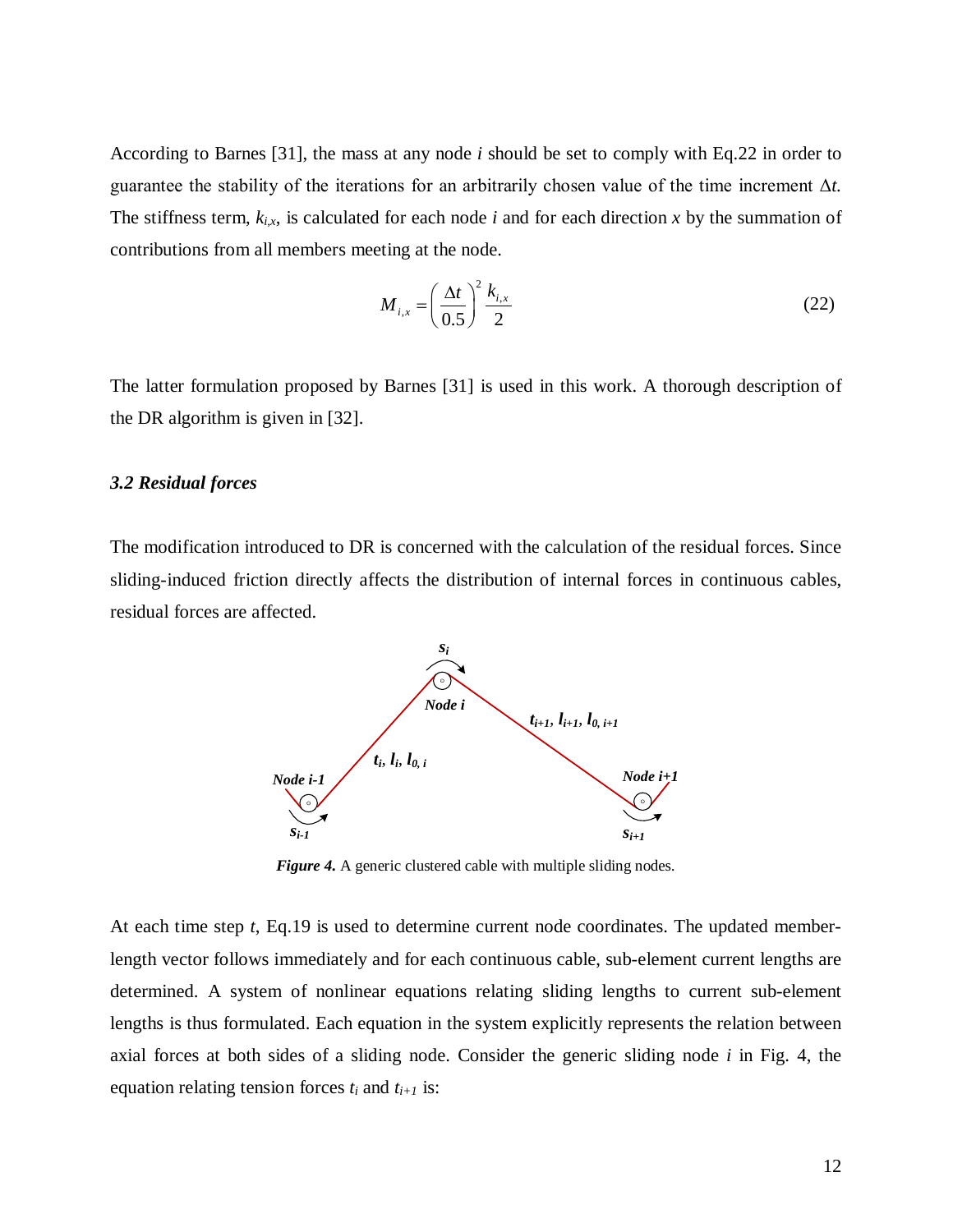According to Barnes [31], the mass at any node $i$ should be set to comply with Eq.22 in order to guarantee the stability of the iterations for an arbitrarily chosen value of the time increment $\Delta t$. The stiffness term, $k_{i,x}$, is calculated for each node $i$ and for each direction $x$ by the summation of contributions from all members meeting at the node.

$$M_{i,x} = \left(\frac{\Delta t}{0.5}\right)^2 \frac{k_{i,x}}{2} \tag{22}$$

The latter formulation proposed by Barnes [31] is used in this work. A thorough description of the DR algorithm is given in [32].

### *3.2 Residual forces*

The modification introduced to DR is concerned with the calculation of the residual forces. Since sliding-induced friction directly affects the distribution of internal forces in continuous cables, residual forces are affected.

***Figure 4.*** A generic clustered cable with multiple sliding nodes.

At each time step $t$, Eq.19 is used to determine current node coordinates. The updated member-length vector follows immediately and for each continuous cable, sub-element current lengths are determined. A system of nonlinear equations relating sliding lengths to current sub-element lengths is thus formulated. Each equation in the system explicitly represents the relation between axial forces at both sides of a sliding node. Consider the generic sliding node $i$ in Fig. 4, the equation relating tension forces $t_i$ and $t_{i+1}$ is: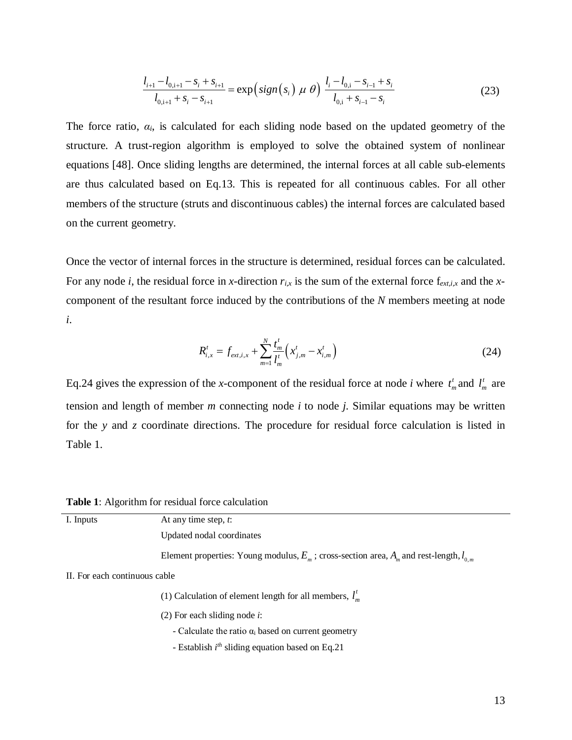$$\frac{l_{i+1} - l_{0,\mathrm{i}+1} - s_i + s_{i+1}}{l_{0,\mathrm{i}+1} + s_i - s_{i+1}} = \exp\left(sign\left(s_i\right)\ \mu\ \theta\right)\ \frac{l_i - l_{0,\mathrm{i}} - s_{i-1} + s_i}{l_{0,\mathrm{i}} + s_{i-1} - s_i} \tag{23}$$

The force ratio, $\alpha_i$, is calculated for each sliding node based on the updated geometry of the structure. A trust-region algorithm is employed to solve the obtained system of nonlinear equations [48]. Once sliding lengths are determined, the internal forces at all cable sub-elements are thus calculated based on Eq.13. This is repeated for all continuous cables. For all other members of the structure (struts and discontinuous cables) the internal forces are calculated based on the current geometry.

Once the vector of internal forces in the structure is determined, residual forces can be calculated. For any node $i$, the residual force in $x$-direction $r_{i,x}$ is the sum of the external force $f_{ext,i,x}$ and the $x$-component of the resultant force induced by the contributions of the $N$ members meeting at node $i$.

$$R_{i,x}^{t} = f_{ext,i,x} + \sum_{m=1}^{N} \frac{t_m^t}{l_m^t}\left(x_{j,m}^t - x_{i,m}^t\right) \tag{24}$$

Eq.24 gives the expression of the $x$-component of the residual force at node $i$ where $t_m^t$ and $l_m^t$ are tension and length of member $m$ connecting node $i$ to node $j$. Similar equations may be written for the $y$ and $z$ coordinate directions. The procedure for residual force calculation is listed in Table 1.

**Table 1**: Algorithm for residual force calculation

| | |
|---|---|
| I. Inputs | At any time step, $t$: |
| | Updated nodal coordinates |
| | Element properties: Young modulus, $E_m$ ; cross-section area, $A_m$ and rest-length, $l_{0,m}$ |
| II. For each continuous cable | |
| | (1) Calculation of element length for all members, $l_m^t$ |
| | (2) For each sliding node $i$: |
| | - Calculate the ratio $\alpha_i$ based on current geometry |
| | - Establish $i^{th}$ sliding equation based on Eq.21 |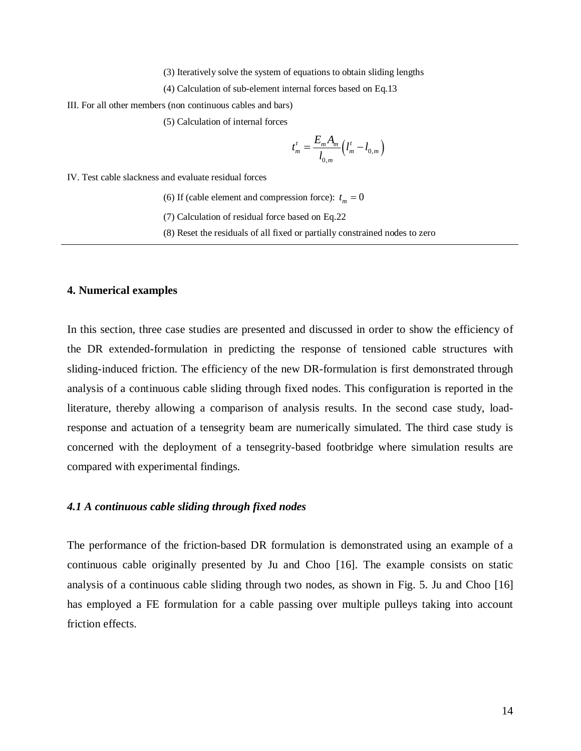(3) Iteratively solve the system of equations to obtain sliding lengths

(4) Calculation of sub-element internal forces based on Eq.13

III. For all other members (non continuous cables and bars)

(5) Calculation of internal forces

$$t_m^t = \frac{E_m A_m}{l_{0,m}} \left( l_m^t - l_{0,m} \right)$$

IV. Test cable slackness and evaluate residual forces

(6) If (cable element and compression force): $t_m = 0$

(7) Calculation of residual force based on Eq.22

(8) Reset the residuals of all fixed or partially constrained nodes to zero

---

## 4. Numerical examples

In this section, three case studies are presented and discussed in order to show the efficiency of the DR extended-formulation in predicting the response of tensioned cable structures with sliding-induced friction. The efficiency of the new DR-formulation is first demonstrated through analysis of a continuous cable sliding through fixed nodes. This configuration is reported in the literature, thereby allowing a comparison of analysis results. In the second case study, load-response and actuation of a tensegrity beam are numerically simulated. The third case study is concerned with the deployment of a tensegrity-based footbridge where simulation results are compared with experimental findings.

### *4.1 A continuous cable sliding through fixed nodes*

The performance of the friction-based DR formulation is demonstrated using an example of a continuous cable originally presented by Ju and Choo [16]. The example consists on static analysis of a continuous cable sliding through two nodes, as shown in Fig. 5. Ju and Choo [16] has employed a FE formulation for a cable passing over multiple pulleys taking into account friction effects.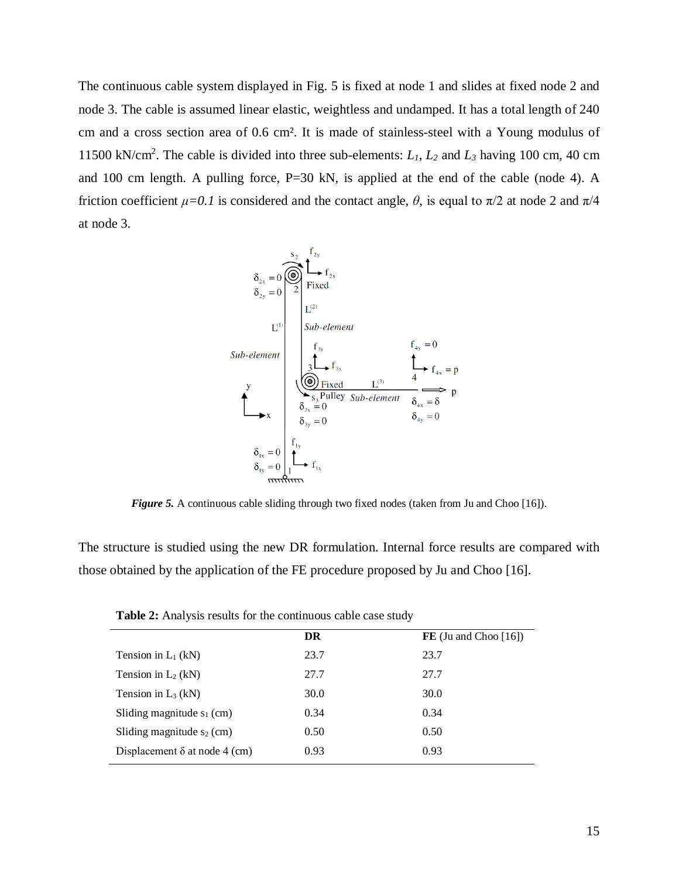The continuous cable system displayed in Fig. 5 is fixed at node 1 and slides at fixed node 2 and node 3. The cable is assumed linear elastic, weightless and undamped. It has a total length of 240 cm and a cross section area of 0.6 cm². It is made of stainless-steel with a Young modulus of 11500 kN/cm$^2$. The cable is divided into three sub-elements: $L_1$, $L_2$ and $L_3$ having 100 cm, 40 cm and 100 cm length. A pulling force, P=30 kN, is applied at the end of the cable (node 4). A friction coefficient $\mu=0.1$ is considered and the contact angle, $\theta$, is equal to $\pi/2$ at node 2 and $\pi/4$ at node 3.

***Figure 5.*** A continuous cable sliding through two fixed nodes (taken from Ju and Choo [16]).

The structure is studied using the new DR formulation. Internal force results are compared with those obtained by the application of the FE procedure proposed by Ju and Choo [16].

**Table 2:** Analysis results for the continuous cable case study

| | **DR** | **FE** (Ju and Choo [16]) |
|---|---|---|
| Tension in $L_1$ (kN) | 23.7 | 23.7 |
| Tension in $L_2$ (kN) | 27.7 | 27.7 |
| Tension in $L_3$ (kN) | 30.0 | 30.0 |
| Sliding magnitude $s_1$ (cm) | 0.34 | 0.34 |
| Sliding magnitude $s_2$ (cm) | 0.50 | 0.50 |
| Displacement $\delta$ at node 4 (cm) | 0.93 | 0.93 |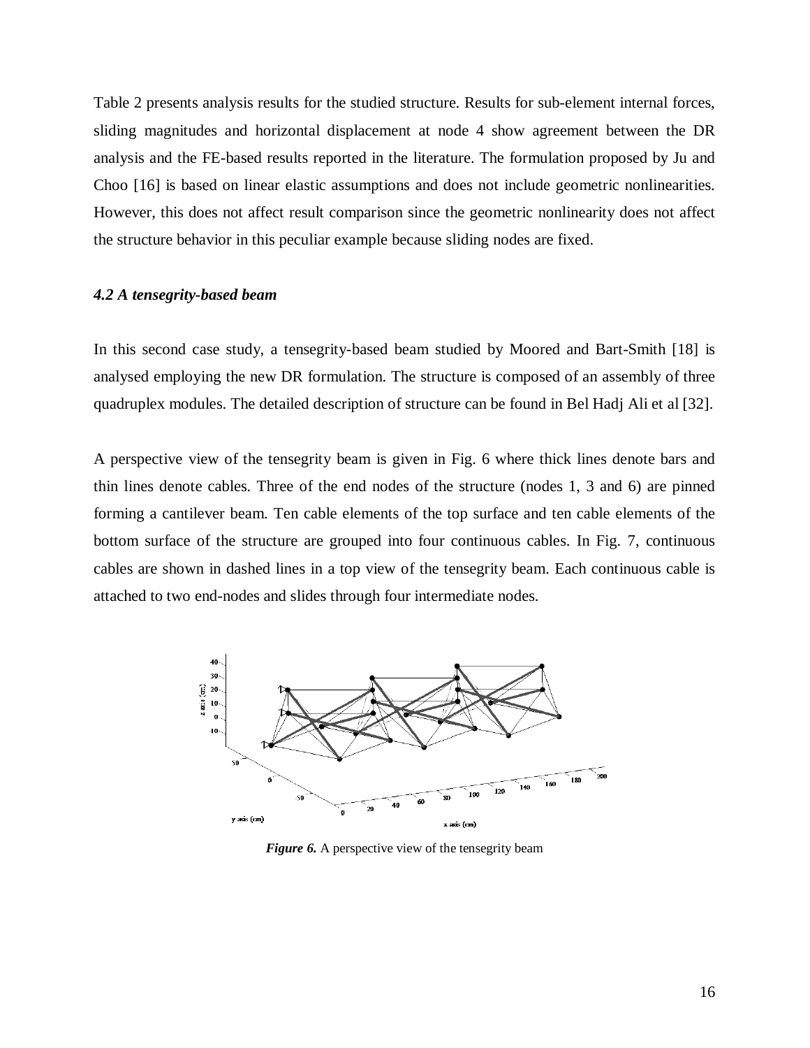Table 2 presents analysis results for the studied structure. Results for sub-element internal forces, sliding magnitudes and horizontal displacement at node 4 show agreement between the DR analysis and the FE-based results reported in the literature. The formulation proposed by Ju and Choo [16] is based on linear elastic assumptions and does not include geometric nonlinearities. However, this does not affect result comparison since the geometric nonlinearity does not affect the structure behavior in this peculiar example because sliding nodes are fixed.

### *4.2 A tensegrity-based beam*

In this second case study, a tensegrity-based beam studied by Moored and Bart-Smith [18] is analysed employing the new DR formulation. The structure is composed of an assembly of three quadruplex modules. The detailed description of structure can be found in Bel Hadj Ali et al [32].

A perspective view of the tensegrity beam is given in Fig. 6 where thick lines denote bars and thin lines denote cables. Three of the end nodes of the structure (nodes 1, 3 and 6) are pinned forming a cantilever beam. Ten cable elements of the top surface and ten cable elements of the bottom surface of the structure are grouped into four continuous cables. In Fig. 7, continuous cables are shown in dashed lines in a top view of the tensegrity beam. Each continuous cable is attached to two end-nodes and slides through four intermediate nodes.

***Figure 6.*** A perspective view of the tensegrity beam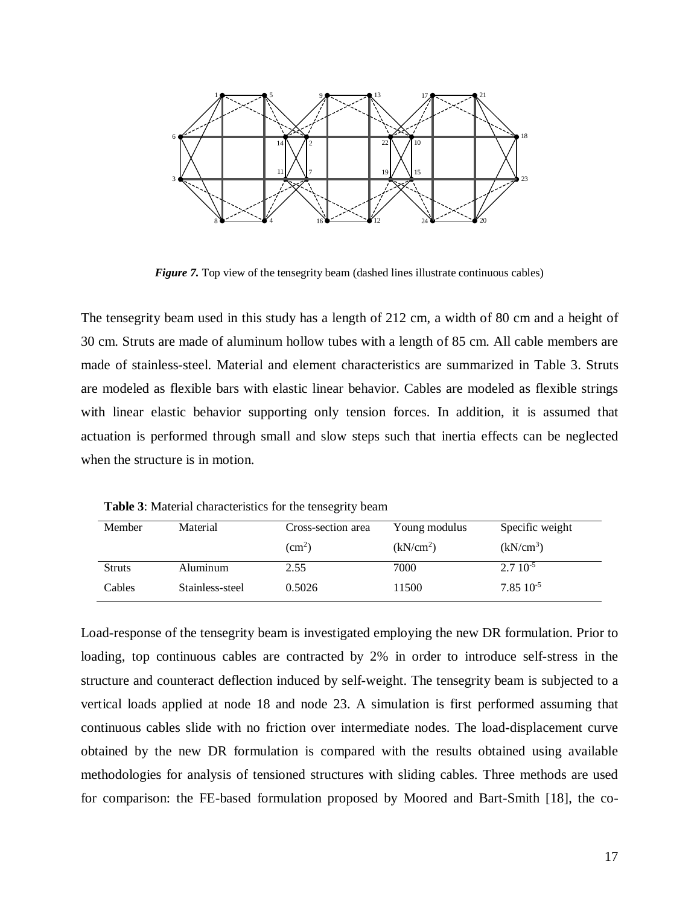*Figure 7.* Top view of the tensegrity beam (dashed lines illustrate continuous cables)

The tensegrity beam used in this study has a length of 212 cm, a width of 80 cm and a height of 30 cm. Struts are made of aluminum hollow tubes with a length of 85 cm. All cable members are made of stainless-steel. Material and element characteristics are summarized in Table 3. Struts are modeled as flexible bars with elastic linear behavior. Cables are modeled as flexible strings with linear elastic behavior supporting only tension forces. In addition, it is assumed that actuation is performed through small and slow steps such that inertia effects can be neglected when the structure is in motion.

**Table 3**: Material characteristics for the tensegrity beam

| Member | Material | Cross-section area ($cm^2$) | Young modulus ($kN/cm^2$) | Specific weight ($kN/cm^3$) |
|---|---|---|---|---|
| Struts | Aluminum | 2.55 | 7000 | $2.7\ 10^{-5}$ |
| Cables | Stainless-steel | 0.5026 | 11500 | $7.85\ 10^{-5}$ |

Load-response of the tensegrity beam is investigated employing the new DR formulation. Prior to loading, top continuous cables are contracted by 2% in order to introduce self-stress in the structure and counteract deflection induced by self-weight. The tensegrity beam is subjected to a vertical loads applied at node 18 and node 23. A simulation is first performed assuming that continuous cables slide with no friction over intermediate nodes. The load-displacement curve obtained by the new DR formulation is compared with the results obtained using available methodologies for analysis of tensioned structures with sliding cables. Three methods are used for comparison: the FE-based formulation proposed by Moored and Bart-Smith [18], the co-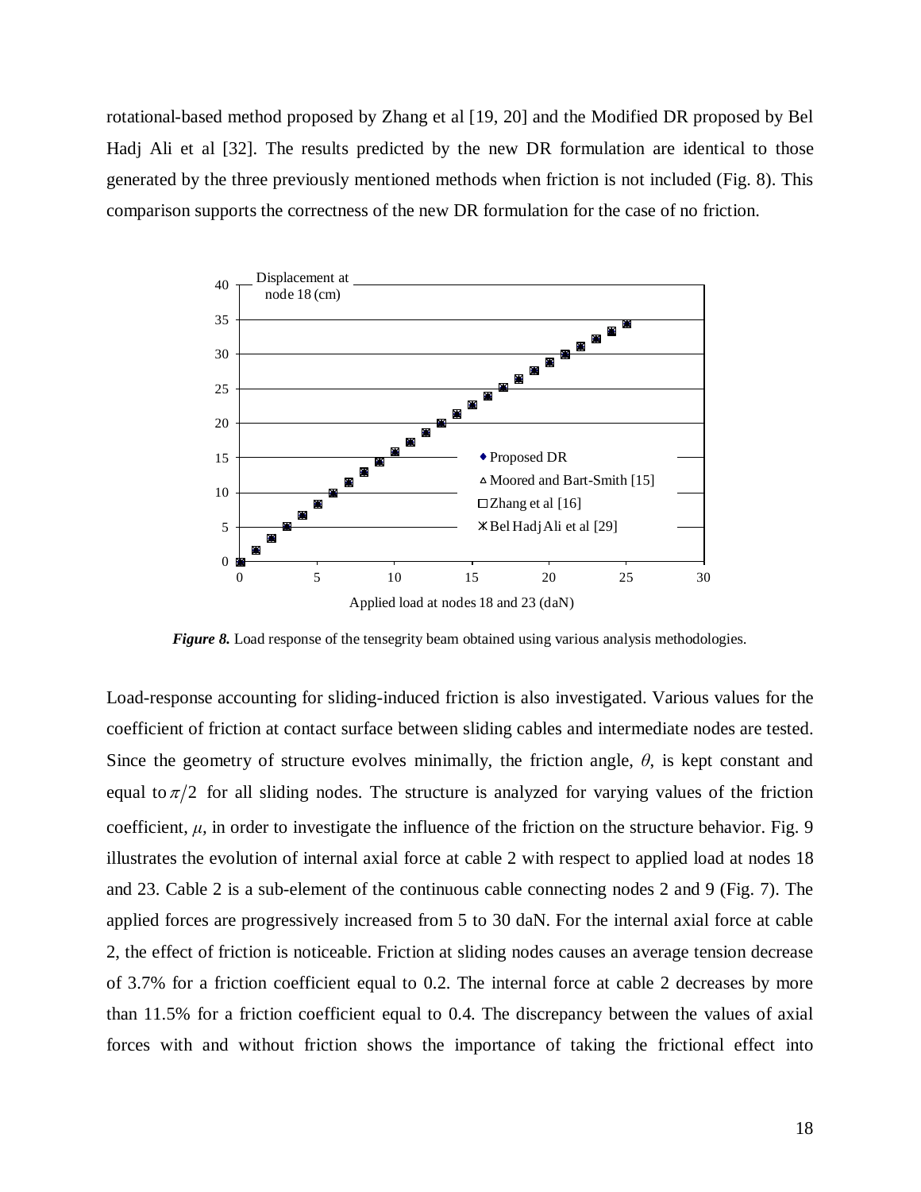rotational-based method proposed by Zhang et al [19, 20] and the Modified DR proposed by Bel Hadj Ali et al [32]. The results predicted by the new DR formulation are identical to those generated by the three previously mentioned methods when friction is not included (Fig. 8). This comparison supports the correctness of the new DR formulation for the case of no friction.

***Figure 8.*** Load response of the tensegrity beam obtained using various analysis methodologies.

Load-response accounting for sliding-induced friction is also investigated. Various values for the coefficient of friction at contact surface between sliding cables and intermediate nodes are tested. Since the geometry of structure evolves minimally, the friction angle, $\theta$, is kept constant and equal to $\pi/2$ for all sliding nodes. The structure is analyzed for varying values of the friction coefficient, $\mu$, in order to investigate the influence of the friction on the structure behavior. Fig. 9 illustrates the evolution of internal axial force at cable 2 with respect to applied load at nodes 18 and 23. Cable 2 is a sub-element of the continuous cable connecting nodes 2 and 9 (Fig. 7). The applied forces are progressively increased from 5 to 30 daN. For the internal axial force at cable 2, the effect of friction is noticeable. Friction at sliding nodes causes an average tension decrease of 3.7% for a friction coefficient equal to 0.2. The internal force at cable 2 decreases by more than 11.5% for a friction coefficient equal to 0.4. The discrepancy between the values of axial forces with and without friction shows the importance of taking the frictional effect into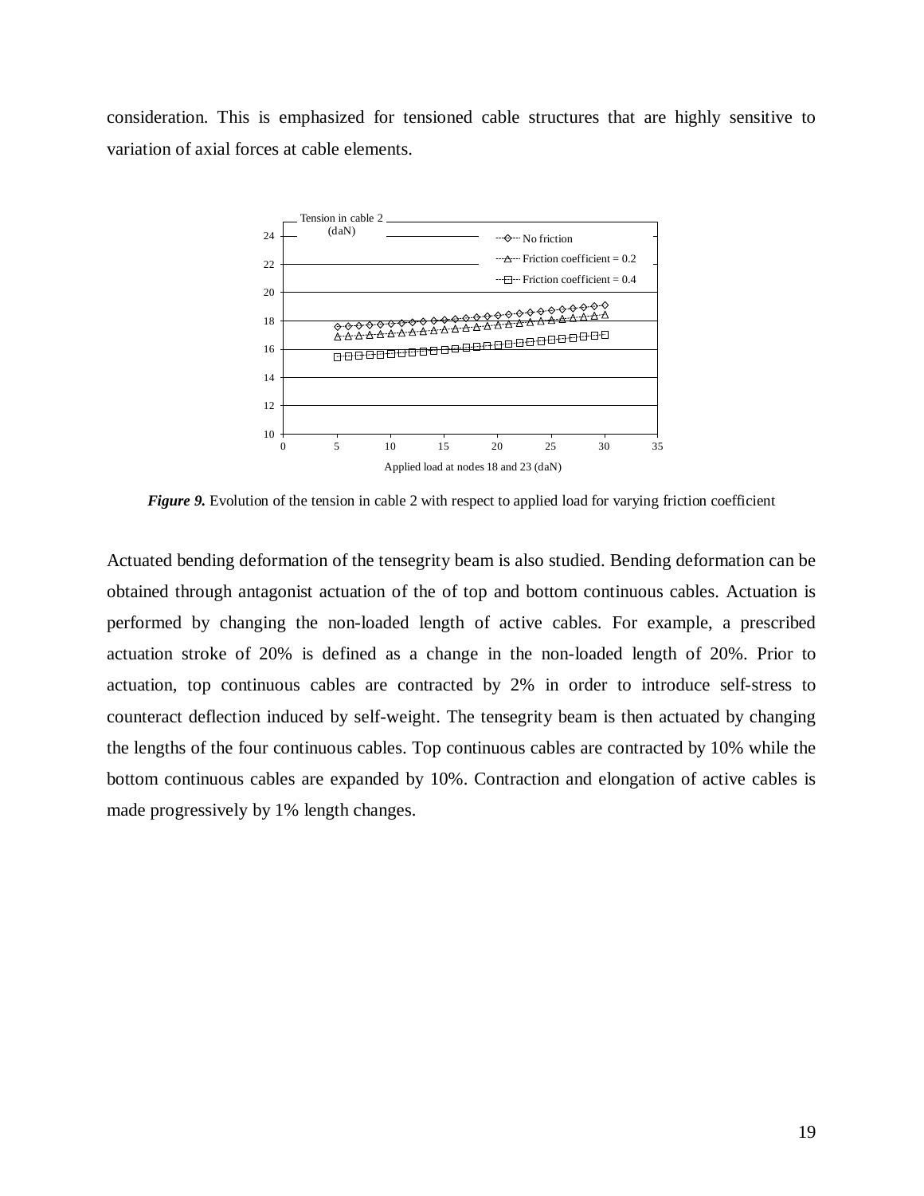consideration. This is emphasized for tensioned cable structures that are highly sensitive to variation of axial forces at cable elements.

***Figure 9.*** Evolution of the tension in cable 2 with respect to applied load for varying friction coefficient

Actuated bending deformation of the tensegrity beam is also studied. Bending deformation can be obtained through antagonist actuation of the of top and bottom continuous cables. Actuation is performed by changing the non-loaded length of active cables. For example, a prescribed actuation stroke of 20% is defined as a change in the non-loaded length of 20%. Prior to actuation, top continuous cables are contracted by 2% in order to introduce self-stress to counteract deflection induced by self-weight. The tensegrity beam is then actuated by changing the lengths of the four continuous cables. Top continuous cables are contracted by 10% while the bottom continuous cables are expanded by 10%. Contraction and elongation of active cables is made progressively by 1% length changes.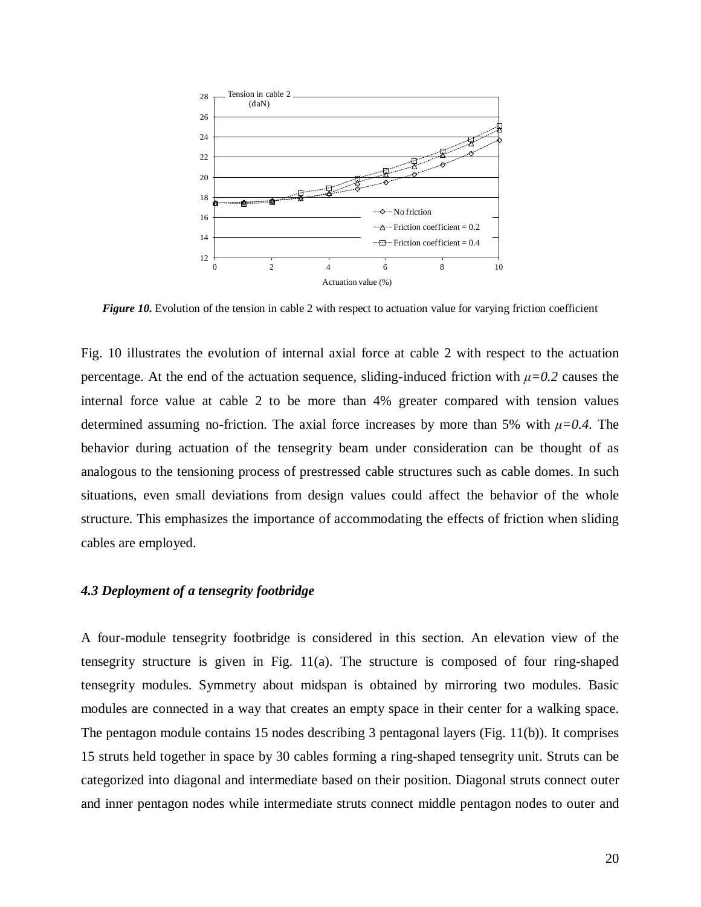*Figure 10.* Evolution of the tension in cable 2 with respect to actuation value for varying friction coefficient

Fig. 10 illustrates the evolution of internal axial force at cable 2 with respect to the actuation percentage. At the end of the actuation sequence, sliding-induced friction with $\mu=0.2$ causes the internal force value at cable 2 to be more than 4% greater compared with tension values determined assuming no-friction. The axial force increases by more than 5% with $\mu=0.4$. The behavior during actuation of the tensegrity beam under consideration can be thought of as analogous to the tensioning process of prestressed cable structures such as cable domes. In such situations, even small deviations from design values could affect the behavior of the whole structure. This emphasizes the importance of accommodating the effects of friction when sliding cables are employed.

### *4.3 Deployment of a tensegrity footbridge*

A four-module tensegrity footbridge is considered in this section. An elevation view of the tensegrity structure is given in Fig. 11(a). The structure is composed of four ring-shaped tensegrity modules. Symmetry about midspan is obtained by mirroring two modules. Basic modules are connected in a way that creates an empty space in their center for a walking space. The pentagon module contains 15 nodes describing 3 pentagonal layers (Fig. 11(b)). It comprises 15 struts held together in space by 30 cables forming a ring-shaped tensegrity unit. Struts can be categorized into diagonal and intermediate based on their position. Diagonal struts connect outer and inner pentagon nodes while intermediate struts connect middle pentagon nodes to outer and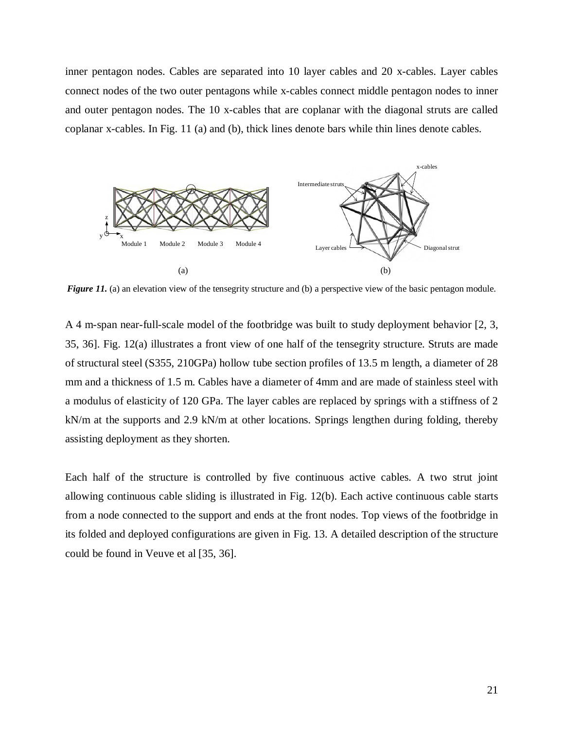inner pentagon nodes. Cables are separated into 10 layer cables and 20 x-cables. Layer cables connect nodes of the two outer pentagons while x-cables connect middle pentagon nodes to inner and outer pentagon nodes. The 10 x-cables that are coplanar with the diagonal struts are called coplanar x-cables. In Fig. 11 (a) and (b), thick lines denote bars while thin lines denote cables.

***Figure 11.*** (a) an elevation view of the tensegrity structure and (b) a perspective view of the basic pentagon module.

A 4 m-span near-full-scale model of the footbridge was built to study deployment behavior [2, 3, 35, 36]. Fig. 12(a) illustrates a front view of one half of the tensegrity structure. Struts are made of structural steel (S355, 210GPa) hollow tube section profiles of 13.5 m length, a diameter of 28 mm and a thickness of 1.5 m. Cables have a diameter of 4mm and are made of stainless steel with a modulus of elasticity of 120 GPa. The layer cables are replaced by springs with a stiffness of 2 kN/m at the supports and 2.9 kN/m at other locations. Springs lengthen during folding, thereby assisting deployment as they shorten.

Each half of the structure is controlled by five continuous active cables. A two strut joint allowing continuous cable sliding is illustrated in Fig. 12(b). Each active continuous cable starts from a node connected to the support and ends at the front nodes. Top views of the footbridge in its folded and deployed configurations are given in Fig. 13. A detailed description of the structure could be found in Veuve et al [35, 36].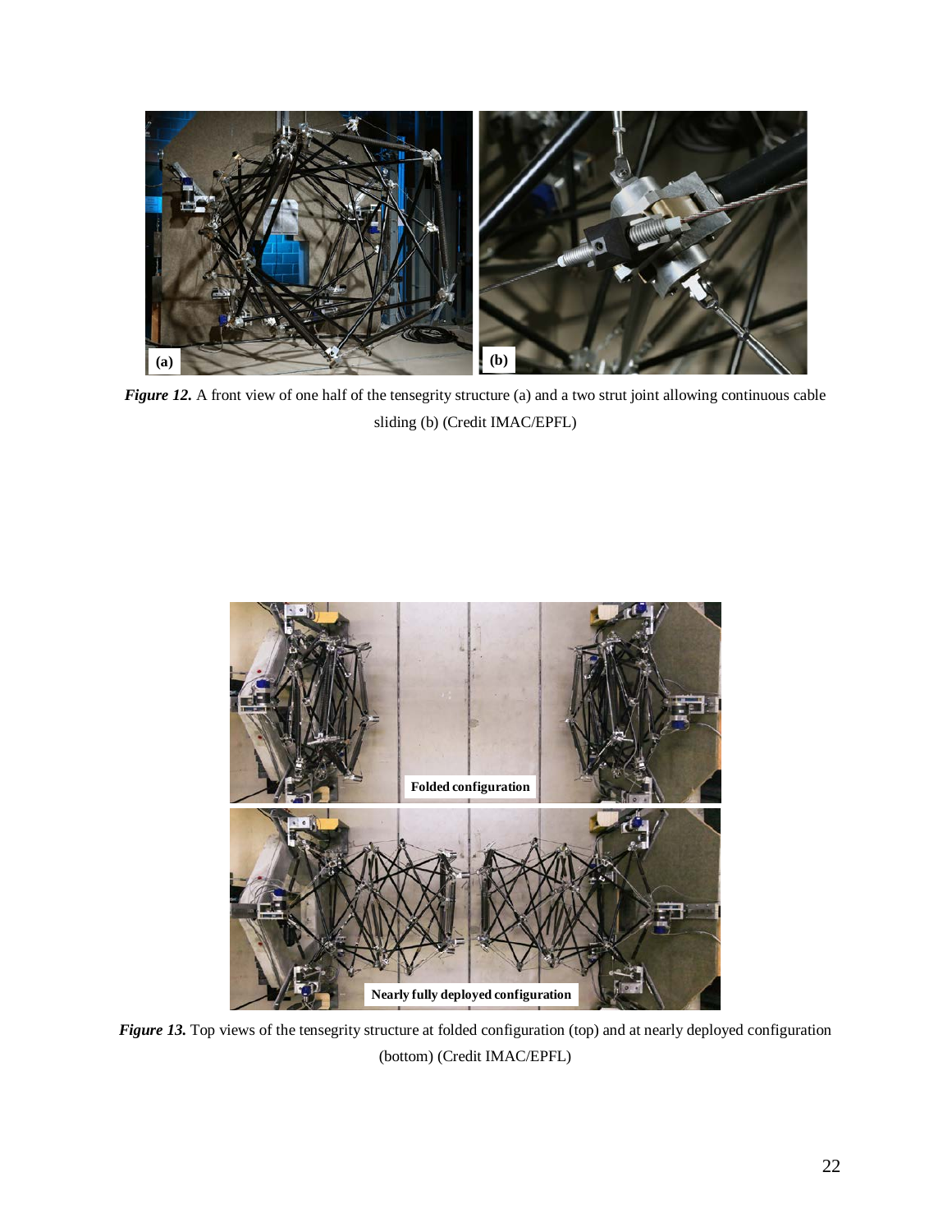***Figure 12.*** A front view of one half of the tensegrity structure (a) and a two strut joint allowing continuous cable sliding (b) (Credit IMAC/EPFL)

***Figure 13.*** Top views of the tensegrity structure at folded configuration (top) and at nearly deployed configuration (bottom) (Credit IMAC/EPFL)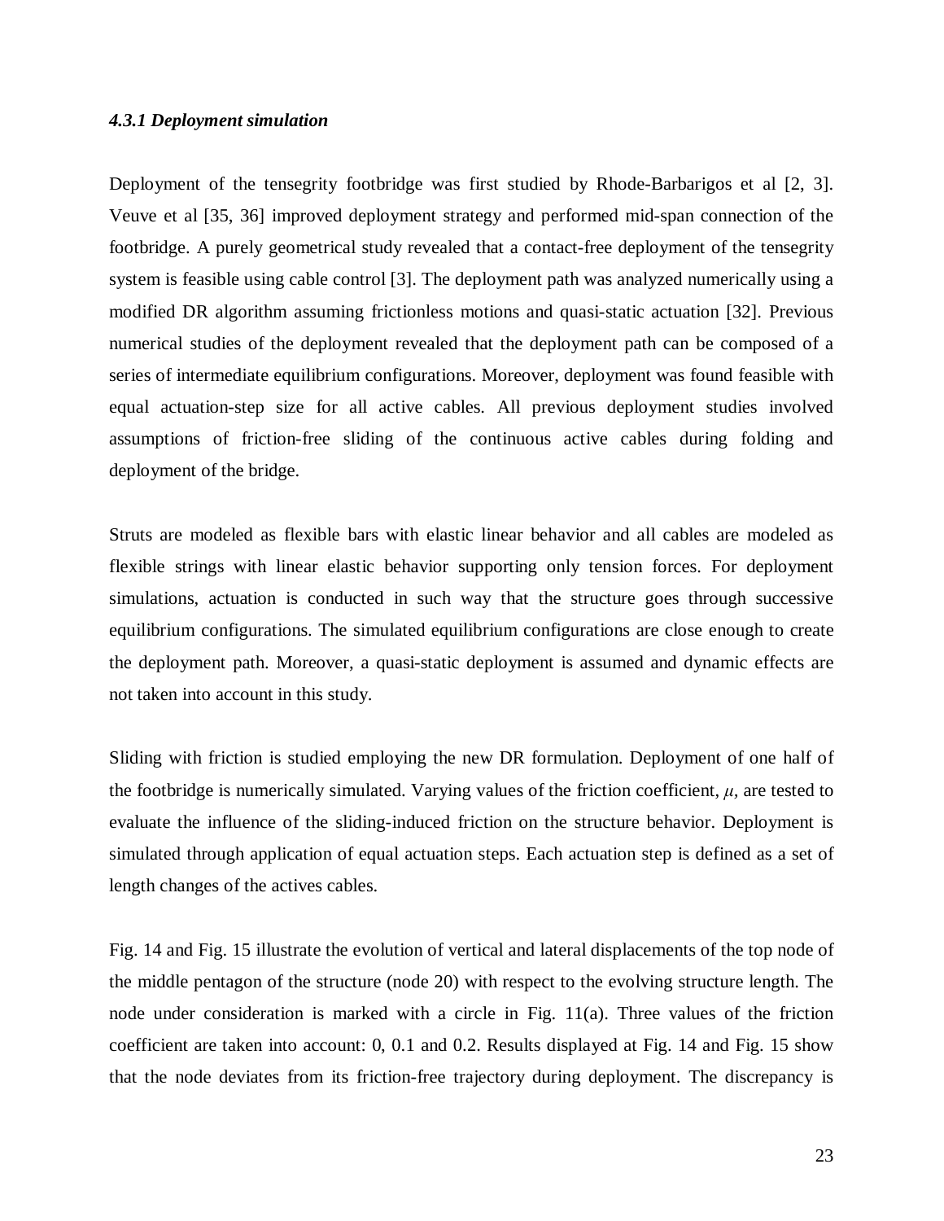#### *4.3.1 Deployment simulation*

Deployment of the tensegrity footbridge was first studied by Rhode-Barbarigos et al [2, 3]. Veuve et al [35, 36] improved deployment strategy and performed mid-span connection of the footbridge. A purely geometrical study revealed that a contact-free deployment of the tensegrity system is feasible using cable control [3]. The deployment path was analyzed numerically using a modified DR algorithm assuming frictionless motions and quasi-static actuation [32]. Previous numerical studies of the deployment revealed that the deployment path can be composed of a series of intermediate equilibrium configurations. Moreover, deployment was found feasible with equal actuation-step size for all active cables. All previous deployment studies involved assumptions of friction-free sliding of the continuous active cables during folding and deployment of the bridge.

Struts are modeled as flexible bars with elastic linear behavior and all cables are modeled as flexible strings with linear elastic behavior supporting only tension forces. For deployment simulations, actuation is conducted in such way that the structure goes through successive equilibrium configurations. The simulated equilibrium configurations are close enough to create the deployment path. Moreover, a quasi-static deployment is assumed and dynamic effects are not taken into account in this study.

Sliding with friction is studied employing the new DR formulation. Deployment of one half of the footbridge is numerically simulated. Varying values of the friction coefficient, $\mu$, are tested to evaluate the influence of the sliding-induced friction on the structure behavior. Deployment is simulated through application of equal actuation steps. Each actuation step is defined as a set of length changes of the actives cables.

Fig. 14 and Fig. 15 illustrate the evolution of vertical and lateral displacements of the top node of the middle pentagon of the structure (node 20) with respect to the evolving structure length. The node under consideration is marked with a circle in Fig. 11(a). Three values of the friction coefficient are taken into account: 0, 0.1 and 0.2. Results displayed at Fig. 14 and Fig. 15 show that the node deviates from its friction-free trajectory during deployment. The discrepancy is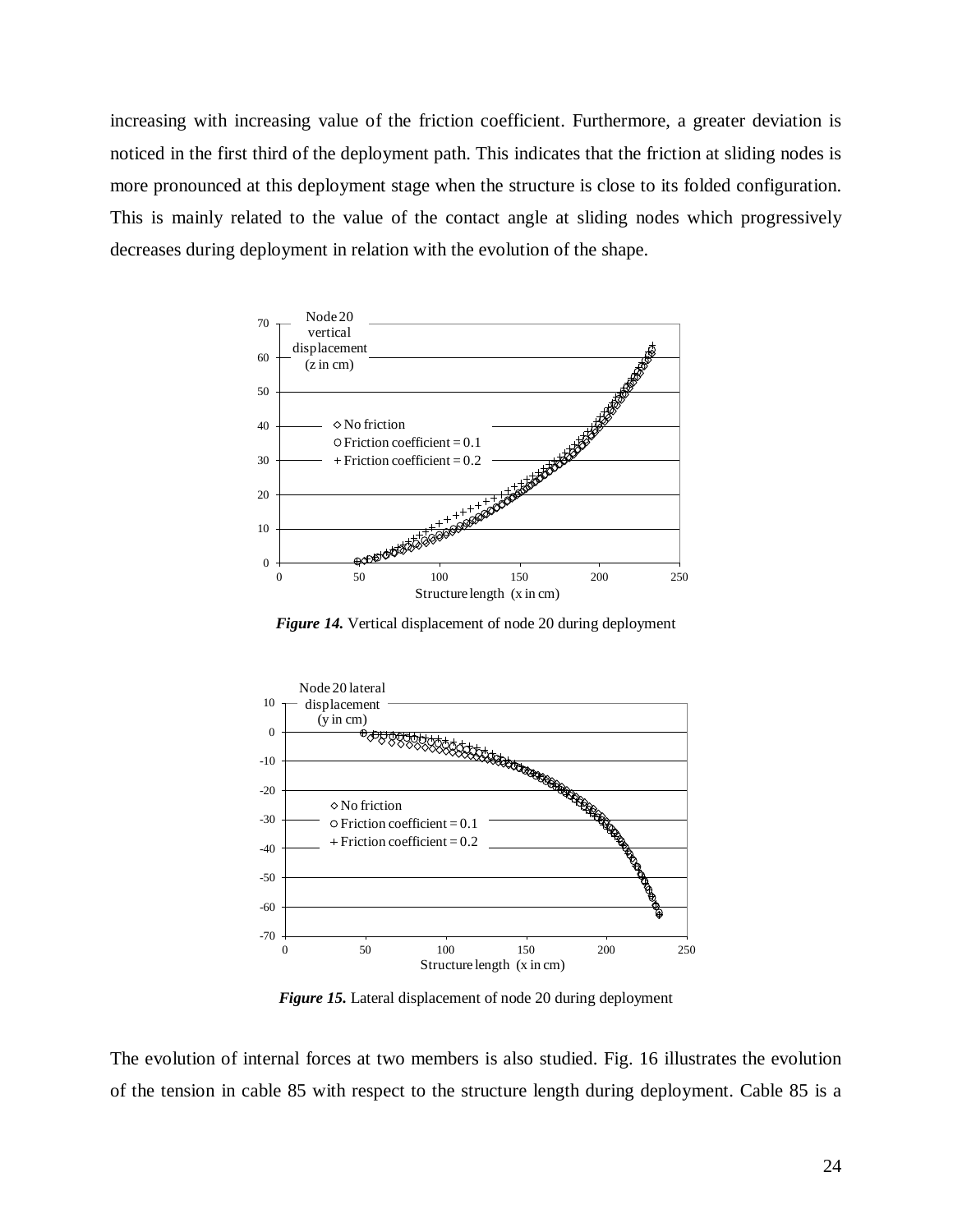increasing with increasing value of the friction coefficient. Furthermore, a greater deviation is noticed in the first third of the deployment path. This indicates that the friction at sliding nodes is more pronounced at this deployment stage when the structure is close to its folded configuration. This is mainly related to the value of the contact angle at sliding nodes which progressively decreases during deployment in relation with the evolution of the shape.

***Figure 14.*** Vertical displacement of node 20 during deployment

***Figure 15.*** Lateral displacement of node 20 during deployment

The evolution of internal forces at two members is also studied. Fig. 16 illustrates the evolution of the tension in cable 85 with respect to the structure length during deployment. Cable 85 is a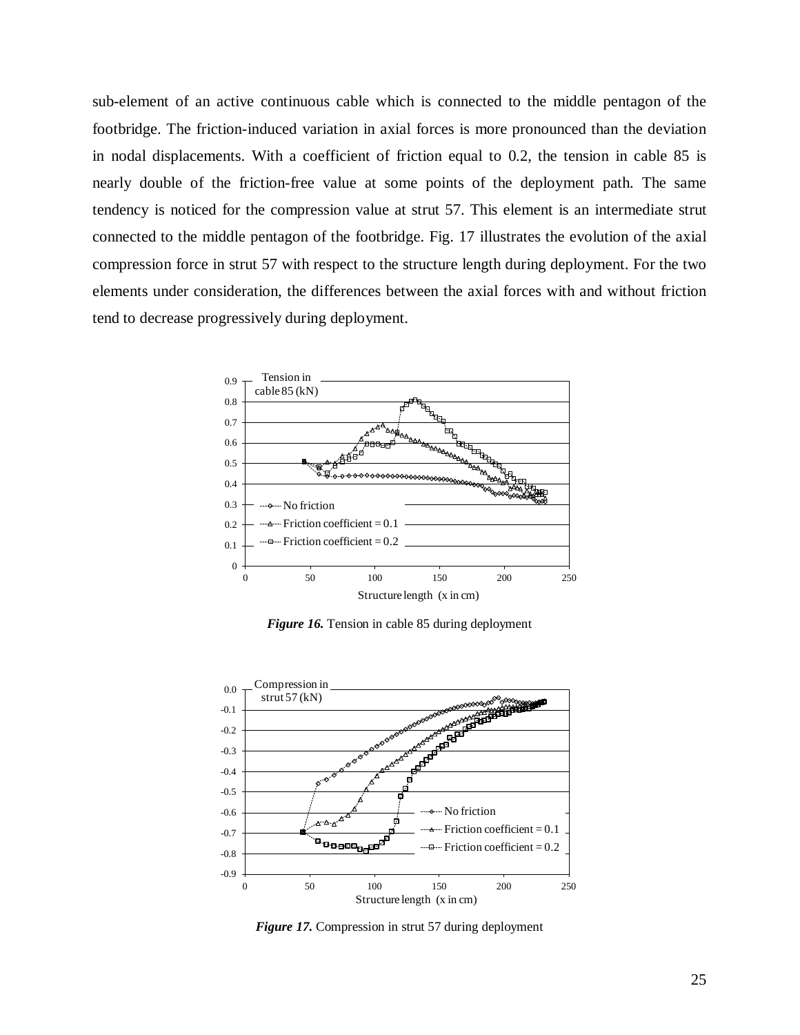sub-element of an active continuous cable which is connected to the middle pentagon of the footbridge. The friction-induced variation in axial forces is more pronounced than the deviation in nodal displacements. With a coefficient of friction equal to 0.2, the tension in cable 85 is nearly double of the friction-free value at some points of the deployment path. The same tendency is noticed for the compression value at strut 57. This element is an intermediate strut connected to the middle pentagon of the footbridge. Fig. 17 illustrates the evolution of the axial compression force in strut 57 with respect to the structure length during deployment. For the two elements under consideration, the differences between the axial forces with and without friction tend to decrease progressively during deployment.

***Figure 16.*** Tension in cable 85 during deployment

***Figure 17.*** Compression in strut 57 during deployment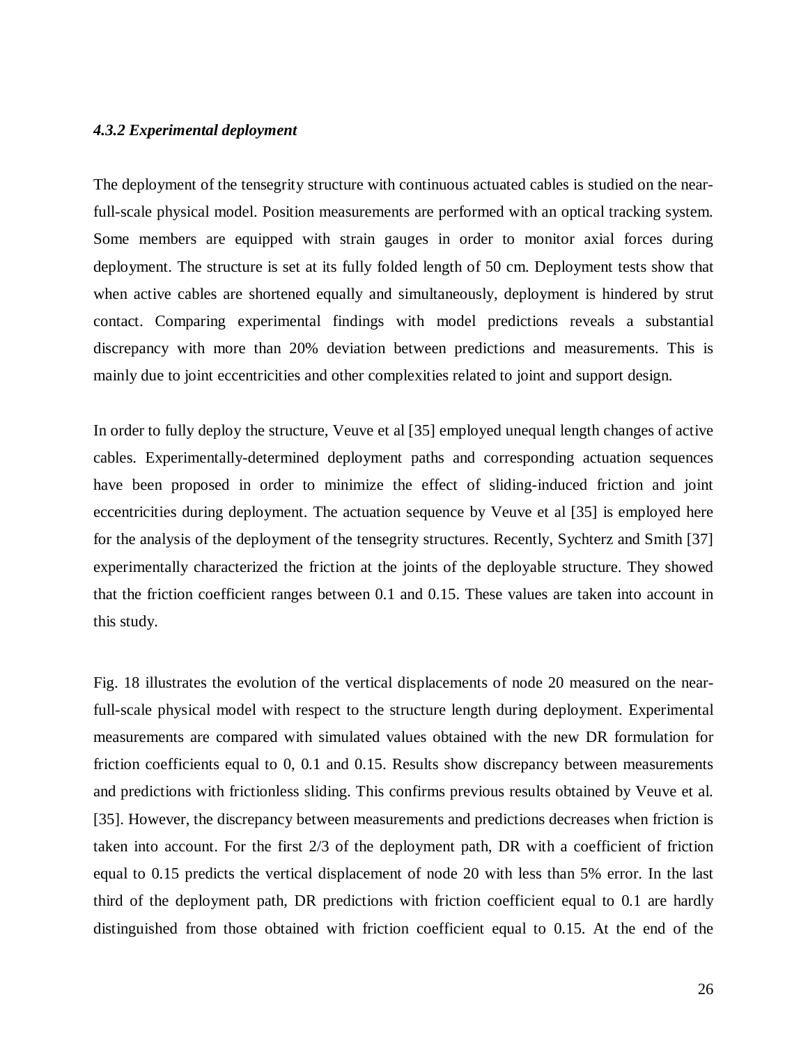#### *4.3.2 Experimental deployment*

The deployment of the tensegrity structure with continuous actuated cables is studied on the near-full-scale physical model. Position measurements are performed with an optical tracking system. Some members are equipped with strain gauges in order to monitor axial forces during deployment. The structure is set at its fully folded length of 50 cm. Deployment tests show that when active cables are shortened equally and simultaneously, deployment is hindered by strut contact. Comparing experimental findings with model predictions reveals a substantial discrepancy with more than 20% deviation between predictions and measurements. This is mainly due to joint eccentricities and other complexities related to joint and support design.

In order to fully deploy the structure, Veuve et al [35] employed unequal length changes of active cables. Experimentally-determined deployment paths and corresponding actuation sequences have been proposed in order to minimize the effect of sliding-induced friction and joint eccentricities during deployment. The actuation sequence by Veuve et al [35] is employed here for the analysis of the deployment of the tensegrity structures. Recently, Sychterz and Smith [37] experimentally characterized the friction at the joints of the deployable structure. They showed that the friction coefficient ranges between 0.1 and 0.15. These values are taken into account in this study.

Fig. 18 illustrates the evolution of the vertical displacements of node 20 measured on the near-full-scale physical model with respect to the structure length during deployment. Experimental measurements are compared with simulated values obtained with the new DR formulation for friction coefficients equal to 0, 0.1 and 0.15. Results show discrepancy between measurements and predictions with frictionless sliding. This confirms previous results obtained by Veuve et al. [35]. However, the discrepancy between measurements and predictions decreases when friction is taken into account. For the first 2/3 of the deployment path, DR with a coefficient of friction equal to 0.15 predicts the vertical displacement of node 20 with less than 5% error. In the last third of the deployment path, DR predictions with friction coefficient equal to 0.1 are hardly distinguished from those obtained with friction coefficient equal to 0.15. At the end of the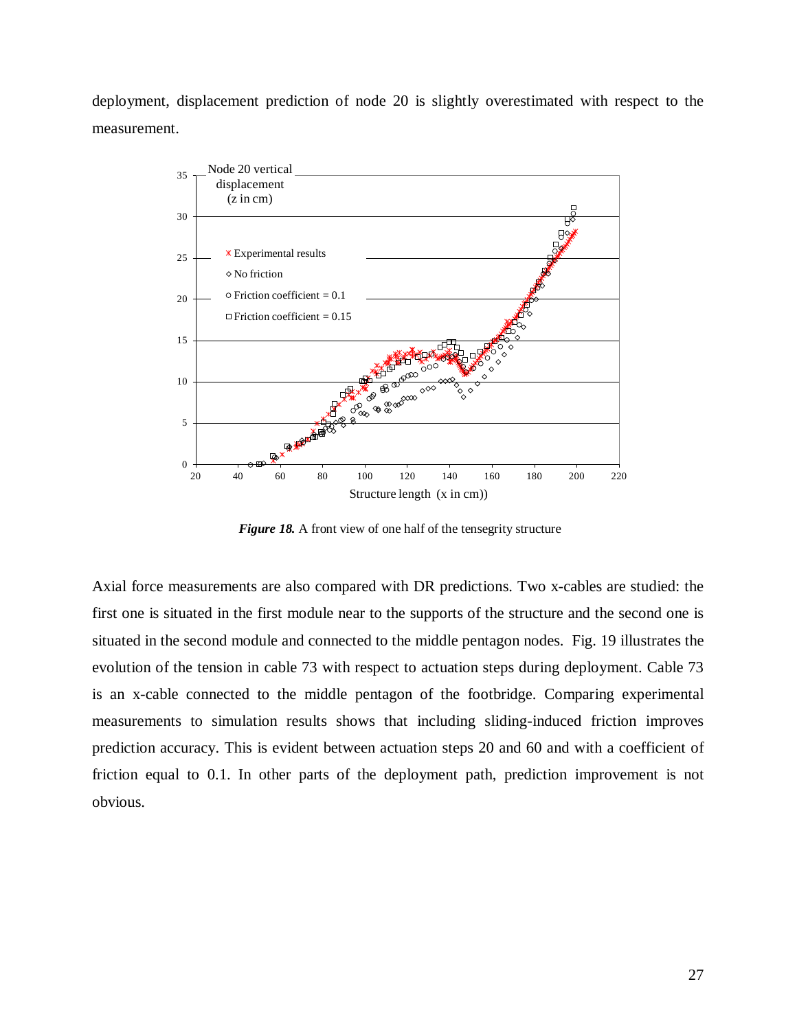deployment, displacement prediction of node 20 is slightly overestimated with respect to the measurement.

*Figure 18.* A front view of one half of the tensegrity structure

Axial force measurements are also compared with DR predictions. Two x-cables are studied: the first one is situated in the first module near to the supports of the structure and the second one is situated in the second module and connected to the middle pentagon nodes. Fig. 19 illustrates the evolution of the tension in cable 73 with respect to actuation steps during deployment. Cable 73 is an x-cable connected to the middle pentagon of the footbridge. Comparing experimental measurements to simulation results shows that including sliding-induced friction improves prediction accuracy. This is evident between actuation steps 20 and 60 and with a coefficient of friction equal to 0.1. In other parts of the deployment path, prediction improvement is not obvious.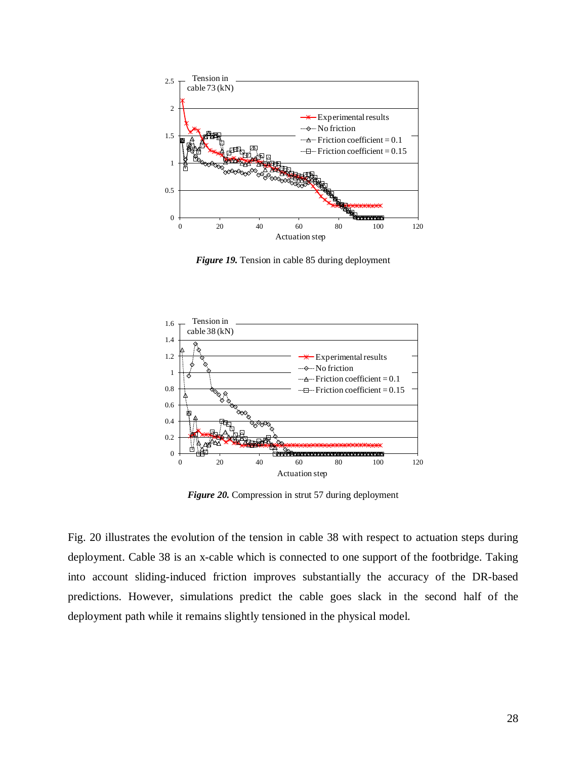*Figure 19.* Tension in cable 85 during deployment

*Figure 20.* Compression in strut 57 during deployment

Fig. 20 illustrates the evolution of the tension in cable 38 with respect to actuation steps during deployment. Cable 38 is an x-cable which is connected to one support of the footbridge. Taking into account sliding-induced friction improves substantially the accuracy of the DR-based predictions. However, simulations predict the cable goes slack in the second half of the deployment path while it remains slightly tensioned in the physical model.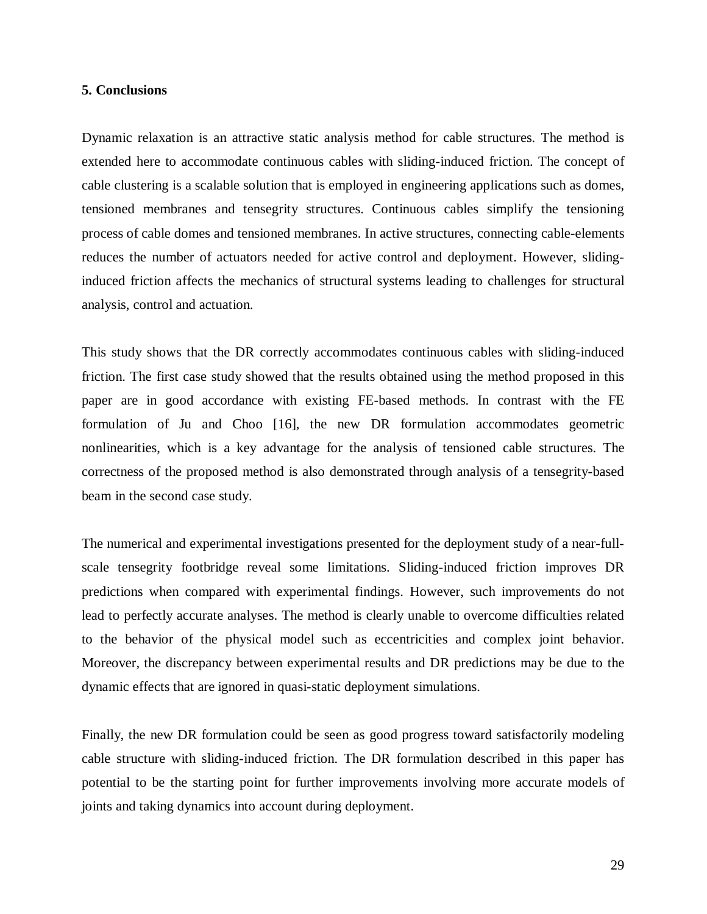## 5. Conclusions

Dynamic relaxation is an attractive static analysis method for cable structures. The method is extended here to accommodate continuous cables with sliding-induced friction. The concept of cable clustering is a scalable solution that is employed in engineering applications such as domes, tensioned membranes and tensegrity structures. Continuous cables simplify the tensioning process of cable domes and tensioned membranes. In active structures, connecting cable-elements reduces the number of actuators needed for active control and deployment. However, sliding-induced friction affects the mechanics of structural systems leading to challenges for structural analysis, control and actuation.

This study shows that the DR correctly accommodates continuous cables with sliding-induced friction. The first case study showed that the results obtained using the method proposed in this paper are in good accordance with existing FE-based methods. In contrast with the FE formulation of Ju and Choo [16], the new DR formulation accommodates geometric nonlinearities, which is a key advantage for the analysis of tensioned cable structures. The correctness of the proposed method is also demonstrated through analysis of a tensegrity-based beam in the second case study.

The numerical and experimental investigations presented for the deployment study of a near-full-scale tensegrity footbridge reveal some limitations. Sliding-induced friction improves DR predictions when compared with experimental findings. However, such improvements do not lead to perfectly accurate analyses. The method is clearly unable to overcome difficulties related to the behavior of the physical model such as eccentricities and complex joint behavior. Moreover, the discrepancy between experimental results and DR predictions may be due to the dynamic effects that are ignored in quasi-static deployment simulations.

Finally, the new DR formulation could be seen as good progress toward satisfactorily modeling cable structure with sliding-induced friction. The DR formulation described in this paper has potential to be the starting point for further improvements involving more accurate models of joints and taking dynamics into account during deployment.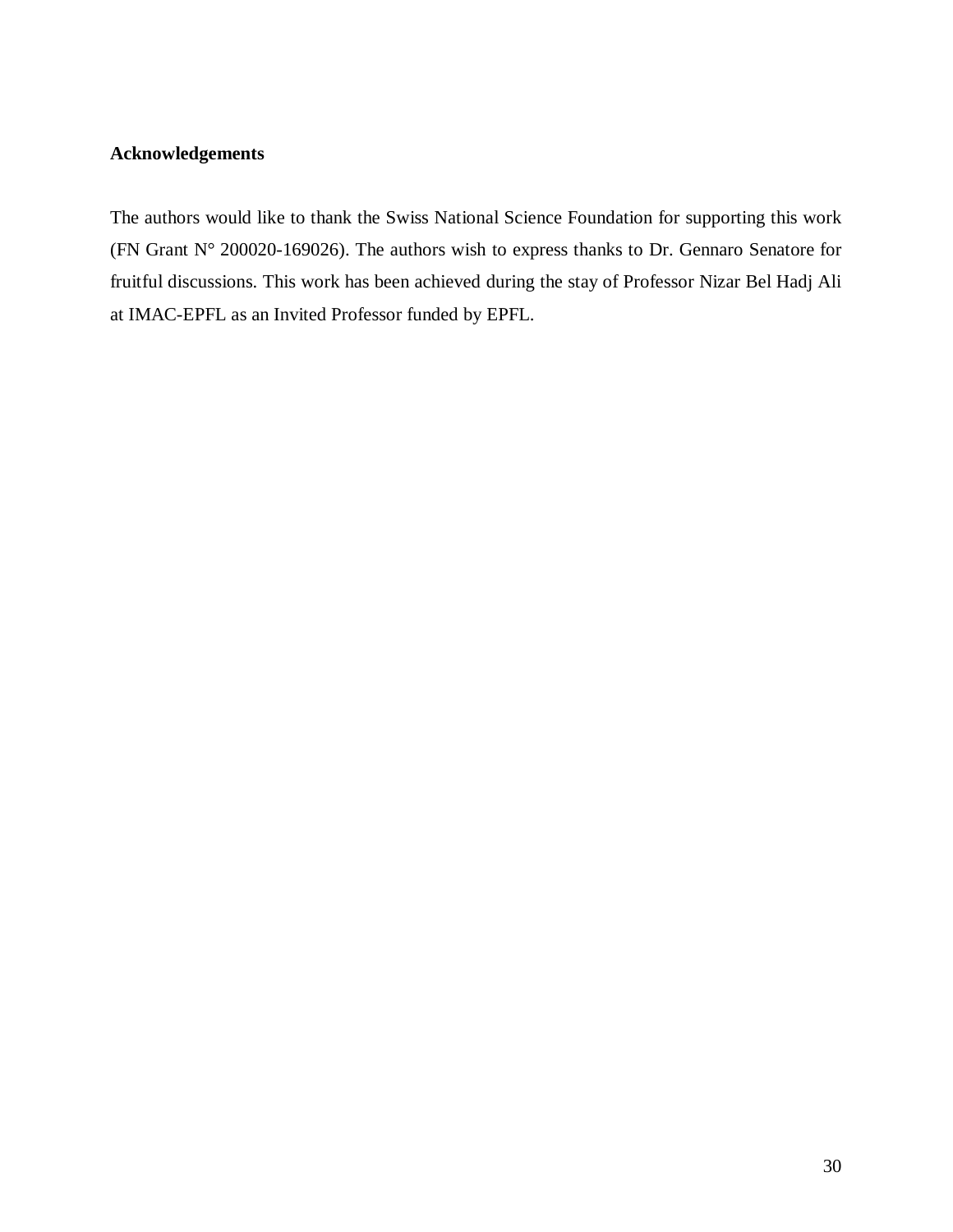**Acknowledgements**

The authors would like to thank the Swiss National Science Foundation for supporting this work (FN Grant N° 200020-169026). The authors wish to express thanks to Dr. Gennaro Senatore for fruitful discussions. This work has been achieved during the stay of Professor Nizar Bel Hadj Ali at IMAC-EPFL as an Invited Professor funded by EPFL.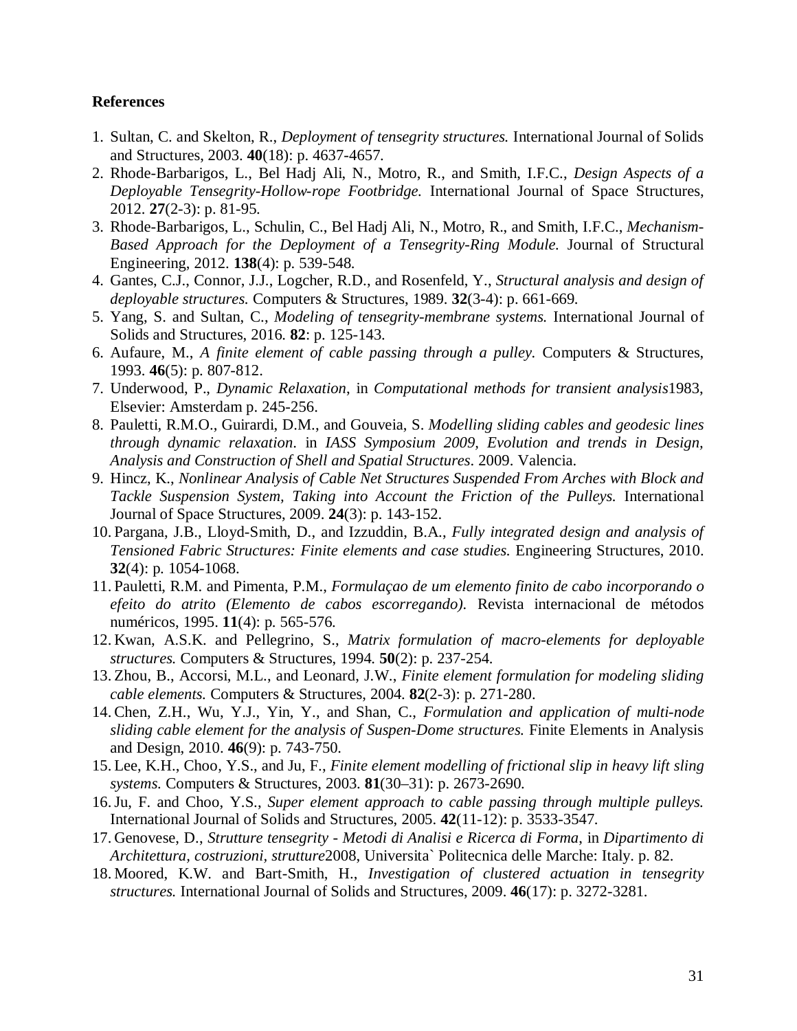**References**

1. Sultan, C. and Skelton, R., *Deployment of tensegrity structures.* International Journal of Solids and Structures, 2003. **40**(18): p. 4637-4657.
2. Rhode-Barbarigos, L., Bel Hadj Ali, N., Motro, R., and Smith, I.F.C., *Design Aspects of a Deployable Tensegrity-Hollow-rope Footbridge.* International Journal of Space Structures, 2012. **27**(2-3): p. 81-95.
3. Rhode-Barbarigos, L., Schulin, C., Bel Hadj Ali, N., Motro, R., and Smith, I.F.C., *Mechanism-Based Approach for the Deployment of a Tensegrity-Ring Module.* Journal of Structural Engineering, 2012. **138**(4): p. 539-548.
4. Gantes, C.J., Connor, J.J., Logcher, R.D., and Rosenfeld, Y., *Structural analysis and design of deployable structures.* Computers & Structures, 1989. **32**(3-4): p. 661-669.
5. Yang, S. and Sultan, C., *Modeling of tensegrity-membrane systems.* International Journal of Solids and Structures, 2016. **82**: p. 125-143.
6. Aufaure, M., *A finite element of cable passing through a pulley.* Computers & Structures, 1993. **46**(5): p. 807-812.
7. Underwood, P., *Dynamic Relaxation*, in *Computational methods for transient analysis*1983, Elsevier: Amsterdam p. 245-256.
8. Pauletti, R.M.O., Guirardi, D.M., and Gouveia, S. *Modelling sliding cables and geodesic lines through dynamic relaxation*. in *IASS Symposium 2009, Evolution and trends in Design, Analysis and Construction of Shell and Spatial Structures*. 2009. Valencia.
9. Hincz, K., *Nonlinear Analysis of Cable Net Structures Suspended From Arches with Block and Tackle Suspension System, Taking into Account the Friction of the Pulleys.* International Journal of Space Structures, 2009. **24**(3): p. 143-152.
10. Pargana, J.B., Lloyd-Smith, D., and Izzuddin, B.A., *Fully integrated design and analysis of Tensioned Fabric Structures: Finite elements and case studies.* Engineering Structures, 2010. **32**(4): p. 1054-1068.
11. Pauletti, R.M. and Pimenta, P.M., *Formulaçao de um elemento finito de cabo incorporando o efeito do atrito (Elemento de cabos escorregando).* Revista internacional de métodos numéricos, 1995. **11**(4): p. 565-576.
12. Kwan, A.S.K. and Pellegrino, S., *Matrix formulation of macro-elements for deployable structures.* Computers & Structures, 1994. **50**(2): p. 237-254.
13. Zhou, B., Accorsi, M.L., and Leonard, J.W., *Finite element formulation for modeling sliding cable elements.* Computers & Structures, 2004. **82**(2-3): p. 271-280.
14. Chen, Z.H., Wu, Y.J., Yin, Y., and Shan, C., *Formulation and application of multi-node sliding cable element for the analysis of Suspen-Dome structures.* Finite Elements in Analysis and Design, 2010. **46**(9): p. 743-750.
15. Lee, K.H., Choo, Y.S., and Ju, F., *Finite element modelling of frictional slip in heavy lift sling systems.* Computers & Structures, 2003. **81**(30–31): p. 2673-2690.
16. Ju, F. and Choo, Y.S., *Super element approach to cable passing through multiple pulleys.* International Journal of Solids and Structures, 2005. **42**(11-12): p. 3533-3547.
17. Genovese, D., *Strutture tensegrity - Metodi di Analisi e Ricerca di Forma*, in *Dipartimento di Architettura, costruzioni, strutture*2008, Universita` Politecnica delle Marche: Italy. p. 82.
18. Moored, K.W. and Bart-Smith, H., *Investigation of clustered actuation in tensegrity structures.* International Journal of Solids and Structures, 2009. **46**(17): p. 3272-3281.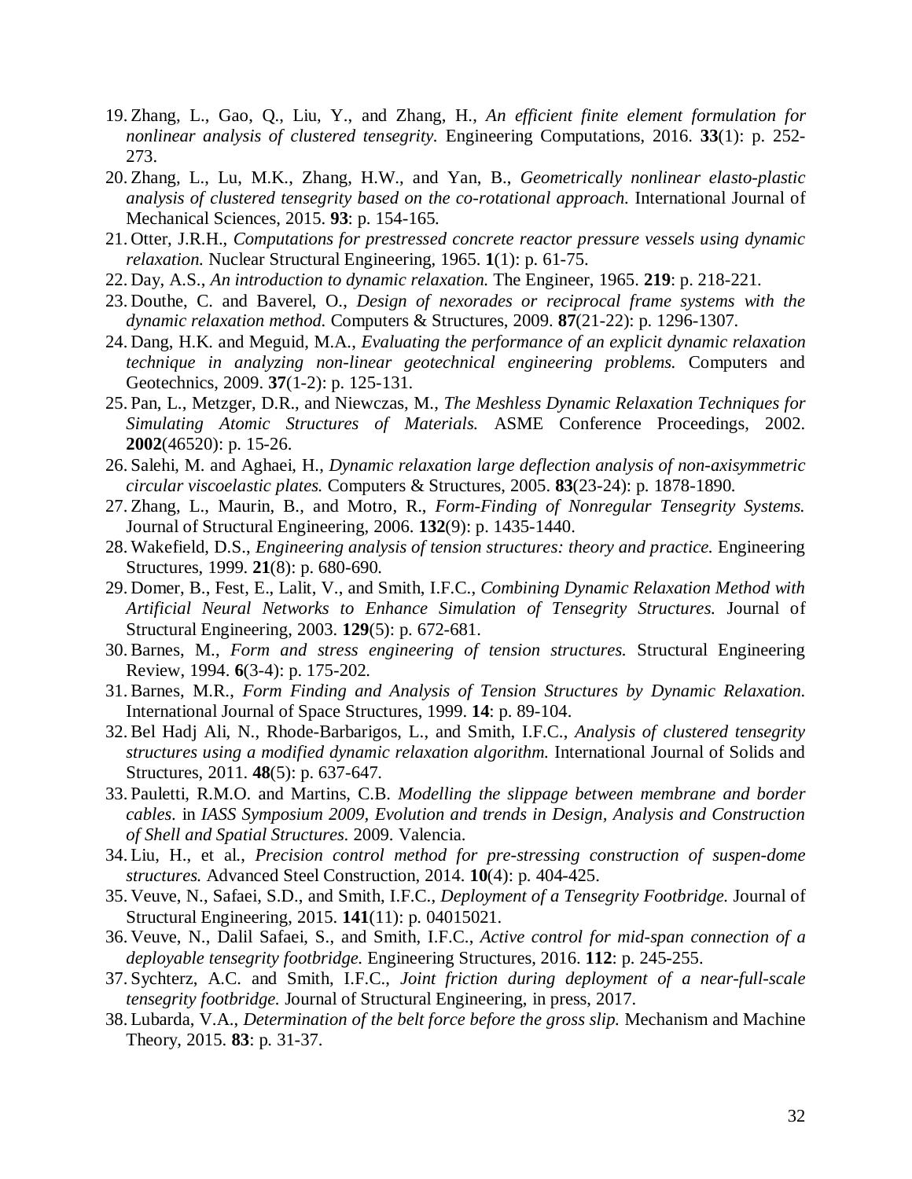19. Zhang, L., Gao, Q., Liu, Y., and Zhang, H., *An efficient finite element formulation for nonlinear analysis of clustered tensegrity.* Engineering Computations, 2016. **33**(1): p. 252-273.
20. Zhang, L., Lu, M.K., Zhang, H.W., and Yan, B., *Geometrically nonlinear elasto-plastic analysis of clustered tensegrity based on the co-rotational approach.* International Journal of Mechanical Sciences, 2015. **93**: p. 154-165.
21. Otter, J.R.H., *Computations for prestressed concrete reactor pressure vessels using dynamic relaxation.* Nuclear Structural Engineering, 1965. **1**(1): p. 61-75.
22. Day, A.S., *An introduction to dynamic relaxation.* The Engineer, 1965. **219**: p. 218-221.
23. Douthe, C. and Baverel, O., *Design of nexorades or reciprocal frame systems with the dynamic relaxation method.* Computers & Structures, 2009. **87**(21-22): p. 1296-1307.
24. Dang, H.K. and Meguid, M.A., *Evaluating the performance of an explicit dynamic relaxation technique in analyzing non-linear geotechnical engineering problems.* Computers and Geotechnics, 2009. **37**(1-2): p. 125-131.
25. Pan, L., Metzger, D.R., and Niewczas, M., *The Meshless Dynamic Relaxation Techniques for Simulating Atomic Structures of Materials.* ASME Conference Proceedings, 2002. **2002**(46520): p. 15-26.
26. Salehi, M. and Aghaei, H., *Dynamic relaxation large deflection analysis of non-axisymmetric circular viscoelastic plates.* Computers & Structures, 2005. **83**(23-24): p. 1878-1890.
27. Zhang, L., Maurin, B., and Motro, R., *Form-Finding of Nonregular Tensegrity Systems.* Journal of Structural Engineering, 2006. **132**(9): p. 1435-1440.
28. Wakefield, D.S., *Engineering analysis of tension structures: theory and practice.* Engineering Structures, 1999. **21**(8): p. 680-690.
29. Domer, B., Fest, E., Lalit, V., and Smith, I.F.C., *Combining Dynamic Relaxation Method with Artificial Neural Networks to Enhance Simulation of Tensegrity Structures.* Journal of Structural Engineering, 2003. **129**(5): p. 672-681.
30. Barnes, M., *Form and stress engineering of tension structures.* Structural Engineering Review, 1994. **6**(3-4): p. 175-202.
31. Barnes, M.R., *Form Finding and Analysis of Tension Structures by Dynamic Relaxation.* International Journal of Space Structures, 1999. **14**: p. 89-104.
32. Bel Hadj Ali, N., Rhode-Barbarigos, L., and Smith, I.F.C., *Analysis of clustered tensegrity structures using a modified dynamic relaxation algorithm.* International Journal of Solids and Structures, 2011. **48**(5): p. 637-647.
33. Pauletti, R.M.O. and Martins, C.B. *Modelling the slippage between membrane and border cables.* in *IASS Symposium 2009, Evolution and trends in Design, Analysis and Construction of Shell and Spatial Structures.* 2009. Valencia.
34. Liu, H., et al., *Precision control method for pre-stressing construction of suspen-dome structures.* Advanced Steel Construction, 2014. **10**(4): p. 404-425.
35. Veuve, N., Safaei, S.D., and Smith, I.F.C., *Deployment of a Tensegrity Footbridge.* Journal of Structural Engineering, 2015. **141**(11): p. 04015021.
36. Veuve, N., Dalil Safaei, S., and Smith, I.F.C., *Active control for mid-span connection of a deployable tensegrity footbridge.* Engineering Structures, 2016. **112**: p. 245-255.
37. Sychterz, A.C. and Smith, I.F.C., *Joint friction during deployment of a near-full-scale tensegrity footbridge.* Journal of Structural Engineering, in press, 2017.
38. Lubarda, V.A., *Determination of the belt force before the gross slip.* Mechanism and Machine Theory, 2015. **83**: p. 31-37.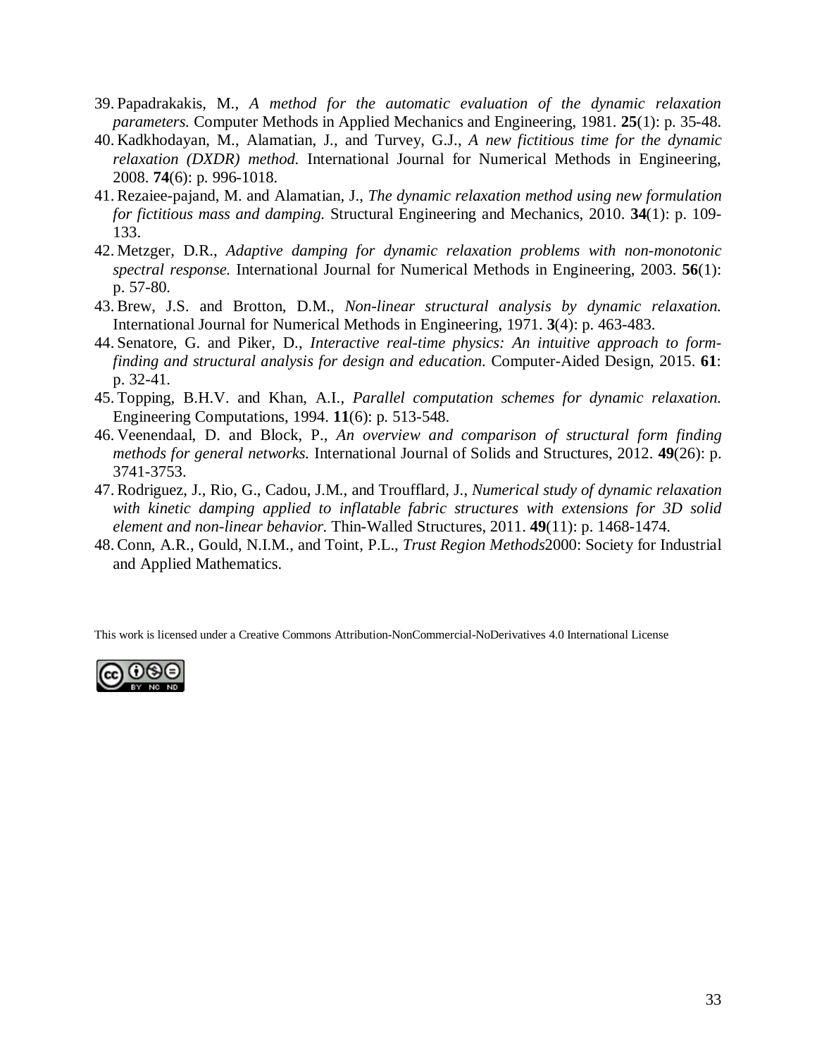39. Papadrakakis, M., *A method for the automatic evaluation of the dynamic relaxation parameters.* Computer Methods in Applied Mechanics and Engineering, 1981. **25**(1): p. 35-48.
40. Kadkhodayan, M., Alamatian, J., and Turvey, G.J., *A new fictitious time for the dynamic relaxation (DXDR) method.* International Journal for Numerical Methods in Engineering, 2008. **74**(6): p. 996-1018.
41. Rezaiee-pajand, M. and Alamatian, J., *The dynamic relaxation method using new formulation for fictitious mass and damping.* Structural Engineering and Mechanics, 2010. **34**(1): p. 109-133.
42. Metzger, D.R., *Adaptive damping for dynamic relaxation problems with non-monotonic spectral response.* International Journal for Numerical Methods in Engineering, 2003. **56**(1): p. 57-80.
43. Brew, J.S. and Brotton, D.M., *Non-linear structural analysis by dynamic relaxation.* International Journal for Numerical Methods in Engineering, 1971. **3**(4): p. 463-483.
44. Senatore, G. and Piker, D., *Interactive real-time physics: An intuitive approach to form-finding and structural analysis for design and education.* Computer-Aided Design, 2015. **61**: p. 32-41.
45. Topping, B.H.V. and Khan, A.I., *Parallel computation schemes for dynamic relaxation.* Engineering Computations, 1994. **11**(6): p. 513-548.
46. Veenendaal, D. and Block, P., *An overview and comparison of structural form finding methods for general networks.* International Journal of Solids and Structures, 2012. **49**(26): p. 3741-3753.
47. Rodriguez, J., Rio, G., Cadou, J.M., and Troufflard, J., *Numerical study of dynamic relaxation with kinetic damping applied to inflatable fabric structures with extensions for 3D solid element and non-linear behavior.* Thin-Walled Structures, 2011. **49**(11): p. 1468-1474.
48. Conn, A.R., Gould, N.I.M., and Toint, P.L., *Trust Region Methods*2000: Society for Industrial and Applied Mathematics.

This work is licensed under a Creative Commons Attribution-NonCommercial-NoDerivatives 4.0 International License